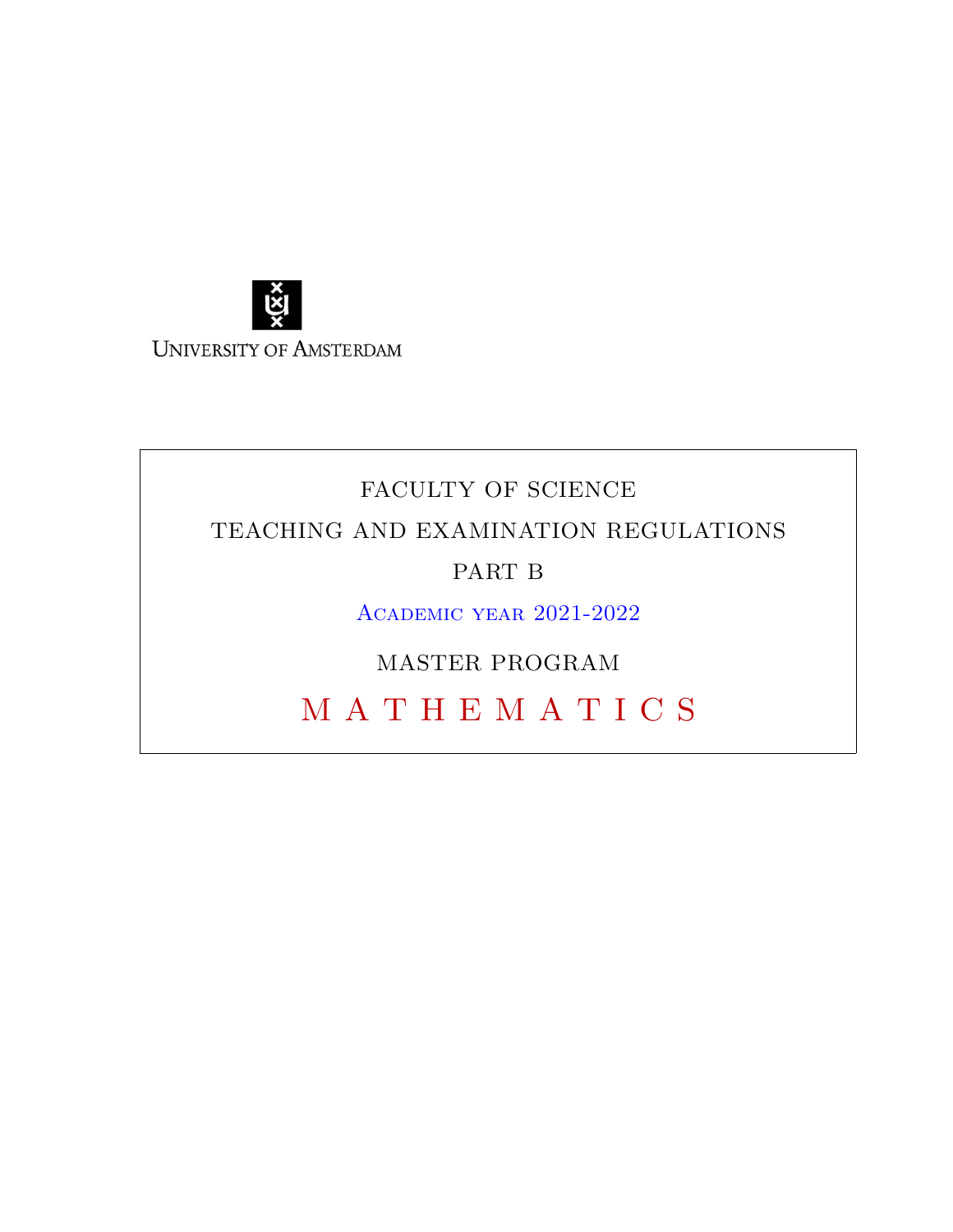University of Amsterdam

FACULTY OF SCIENCE

TEACHING AND EXAMINATION REGULATIONS

PART B

Academic year 2021-2022

MASTER PROGRAM

# M A T H E M A T I C S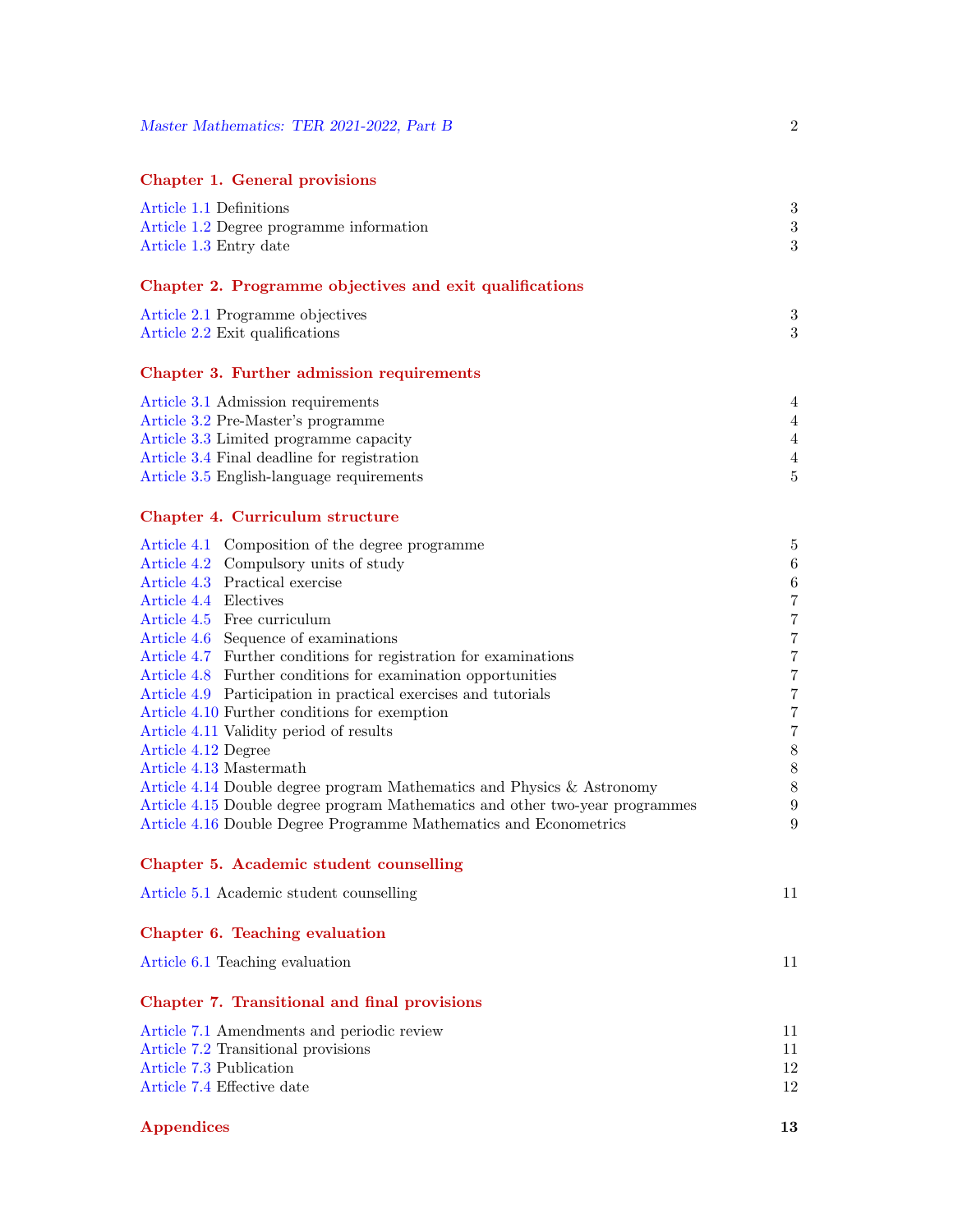*Master Mathematics: TER 2021-2022, Part B* 2

**Chapter 1. General provisions**

Article 1.1 Definitions 3
Article 1.2 Degree programme information 3
Article 1.3 Entry date 3

**Chapter 2. Programme objectives and exit qualifications**

Article 2.1 Programme objectives 3
Article 2.2 Exit qualifications 3

**Chapter 3. Further admission requirements**

Article 3.1 Admission requirements 4
Article 3.2 Pre-Master's programme 4
Article 3.3 Limited programme capacity 4
Article 3.4 Final deadline for registration 4
Article 3.5 English-language requirements 5

**Chapter 4. Curriculum structure**

Article 4.1 Composition of the degree programme 5
Article 4.2 Compulsory units of study 6
Article 4.3 Practical exercise 6
Article 4.4 Electives 7
Article 4.5 Free curriculum 7
Article 4.6 Sequence of examinations 7
Article 4.7 Further conditions for registration for examinations 7
Article 4.8 Further conditions for examination opportunities 7
Article 4.9 Participation in practical exercises and tutorials 7
Article 4.10 Further conditions for exemption 7
Article 4.11 Validity period of results 7
Article 4.12 Degree 8
Article 4.13 Mastermath 8
Article 4.14 Double degree program Mathematics and Physics & Astronomy 8
Article 4.15 Double degree program Mathematics and other two-year programmes 9
Article 4.16 Double Degree Programme Mathematics and Econometrics 9

**Chapter 5. Academic student counselling**

Article 5.1 Academic student counselling 11

**Chapter 6. Teaching evaluation**

Article 6.1 Teaching evaluation 11

**Chapter 7. Transitional and final provisions**

Article 7.1 Amendments and periodic review 11
Article 7.2 Transitional provisions 11
Article 7.3 Publication 12
Article 7.4 Effective date 12

**Appendices** **13**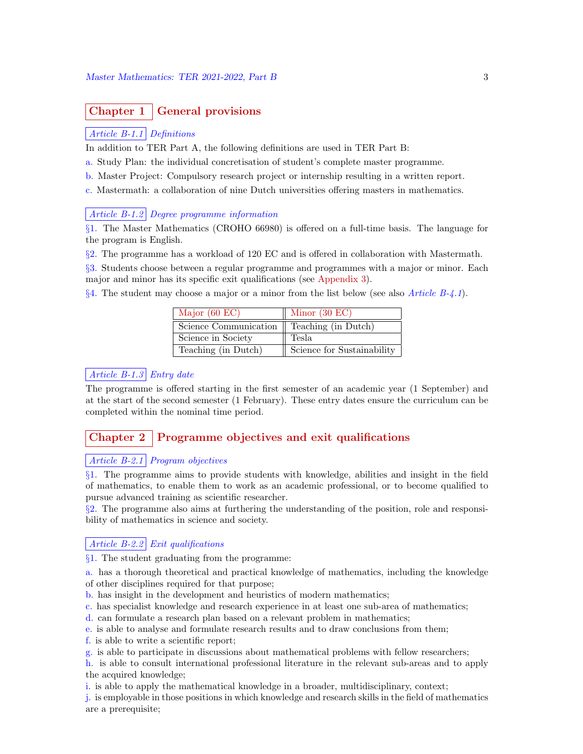# Chapter 1 General provisions

### *Article B-1.1* *Definitions*

In addition to TER Part A, the following definitions are used in TER Part B:

a. Study Plan: the individual concretisation of student's complete master programme.

b. Master Project: Compulsory research project or internship resulting in a written report.

c. Mastermath: a collaboration of nine Dutch universities offering masters in mathematics.

### *Article B-1.2* *Degree programme information*

§1. The Master Mathematics (CROHO 66980) is offered on a full-time basis. The language for the program is English.

§2. The programme has a workload of 120 EC and is offered in collaboration with Mastermath.

§3. Students choose between a regular programme and programmes with a major or minor. Each major and minor has its specific exit qualifications (see Appendix 3).

§4. The student may choose a major or a minor from the list below (see also *Article B-4.1*).

| Major (60 EC) | Minor (30 EC) |
|---|---|
| Science Communication | Teaching (in Dutch) |
| Science in Society | Tesla |
| Teaching (in Dutch) | Science for Sustainability |

### *Article B-1.3* *Entry date*

The programme is offered starting in the first semester of an academic year (1 September) and at the start of the second semester (1 February). These entry dates ensure the curriculum can be completed within the nominal time period.

# Chapter 2 Programme objectives and exit qualifications

### *Article B-2.1* *Program objectives*

§1. The programme aims to provide students with knowledge, abilities and insight in the field of mathematics, to enable them to work as an academic professional, or to become qualified to pursue advanced training as scientific researcher.

§2. The programme also aims at furthering the understanding of the position, role and responsibility of mathematics in science and society.

### *Article B-2.2* *Exit qualifications*

§1. The student graduating from the programme:

a. has a thorough theoretical and practical knowledge of mathematics, including the knowledge of other disciplines required for that purpose;

b. has insight in the development and heuristics of modern mathematics;

c. has specialist knowledge and research experience in at least one sub-area of mathematics;

d. can formulate a research plan based on a relevant problem in mathematics;

e. is able to analyse and formulate research results and to draw conclusions from them;

f. is able to write a scientific report;

g. is able to participate in discussions about mathematical problems with fellow researchers;

h. is able to consult international professional literature in the relevant sub-areas and to apply the acquired knowledge;

i. is able to apply the mathematical knowledge in a broader, multidisciplinary, context;

j. is employable in those positions in which knowledge and research skills in the field of mathematics are a prerequisite;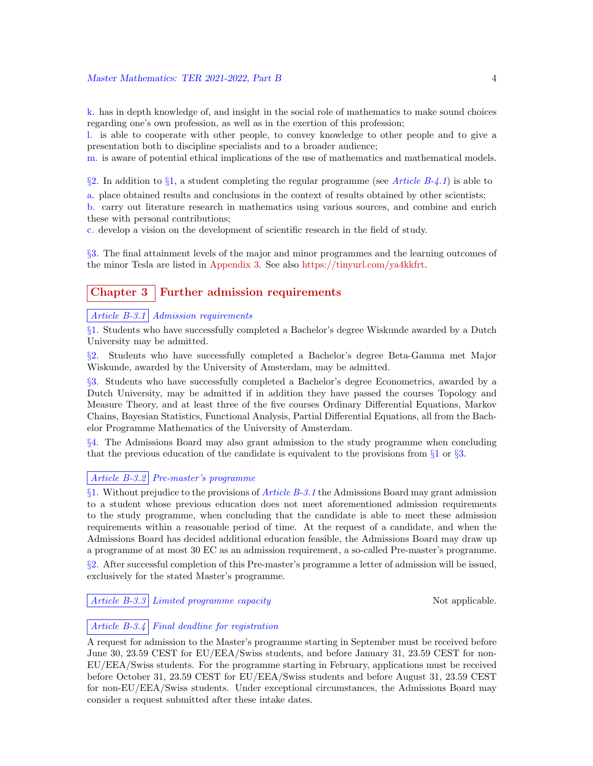k. has in depth knowledge of, and insight in the social role of mathematics to make sound choices regarding one's own profession, as well as in the exertion of this profession;
l. is able to cooperate with other people, to convey knowledge to other people and to give a presentation both to discipline specialists and to a broader audience;
m. is aware of potential ethical implications of the use of mathematics and mathematical models.

§2. In addition to §1, a student completing the regular programme (see *Article B-4.1*) is able to

a. place obtained results and conclusions in the context of results obtained by other scientists;
b. carry out literature research in mathematics using various sources, and combine and enrich these with personal contributions;
c. develop a vision on the development of scientific research in the field of study.

§3. The final attainment levels of the major and minor programmes and the learning outcomes of the minor Tesla are listed in Appendix 3. See also https://tinyurl.com/ya4kkfrt.

## Chapter 3 Further admission requirements

### *Article B-3.1* *Admission requirements*

§1. Students who have successfully completed a Bachelor's degree Wiskunde awarded by a Dutch University may be admitted.

§2. Students who have successfully completed a Bachelor's degree Beta-Gamma met Major Wiskunde, awarded by the University of Amsterdam, may be admitted.

§3. Students who have successfully completed a Bachelor's degree Econometrics, awarded by a Dutch University, may be admitted if in addition they have passed the courses Topology and Measure Theory, and at least three of the five courses Ordinary Differential Equations, Markov Chains, Bayesian Statistics, Functional Analysis, Partial Differential Equations, all from the Bachelor Programme Mathematics of the University of Amsterdam.

§4. The Admissions Board may also grant admission to the study programme when concluding that the previous education of the candidate is equivalent to the provisions from §1 or §3.

### *Article B-3.2* *Pre-master's programme*

§1. Without prejudice to the provisions of *Article B-3.1* the Admissions Board may grant admission to a student whose previous education does not meet aforementioned admission requirements to the study programme, when concluding that the candidate is able to meet these admission requirements within a reasonable period of time. At the request of a candidate, and when the Admissions Board has decided additional education feasible, the Admissions Board may draw up a programme of at most 30 EC as an admission requirement, a so-called Pre-master's programme.

§2. After successful completion of this Pre-master's programme a letter of admission will be issued, exclusively for the stated Master's programme.

### *Article B-3.3* *Limited programme capacity*

Not applicable.

### *Article B-3.4* *Final deadline for registration*

A request for admission to the Master's programme starting in September must be received before June 30, 23.59 CEST for EU/EEA/Swiss students, and before January 31, 23.59 CEST for non-EU/EEA/Swiss students. For the programme starting in February, applications must be received before October 31, 23.59 CEST for EU/EEA/Swiss students and before August 31, 23.59 CEST for non-EU/EEA/Swiss students. Under exceptional circumstances, the Admissions Board may consider a request submitted after these intake dates.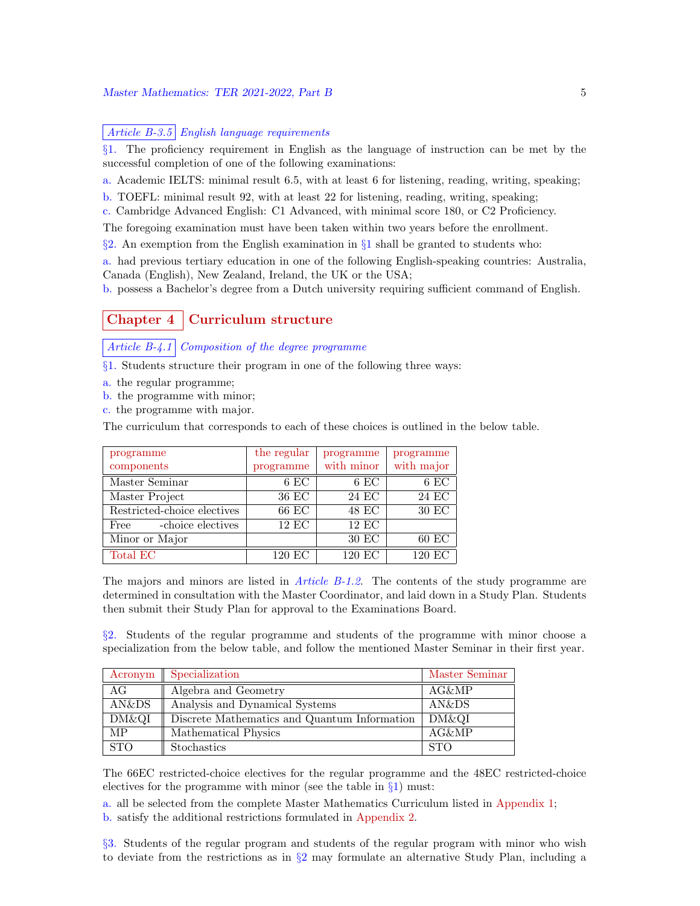### Article B-3.5 English language requirements

§1. The proficiency requirement in English as the language of instruction can be met by the successful completion of one of the following examinations:

a. Academic IELTS: minimal result 6.5, with at least 6 for listening, reading, writing, speaking;

b. TOEFL: minimal result 92, with at least 22 for listening, reading, writing, speaking;

c. Cambridge Advanced English: C1 Advanced, with minimal score 180, or C2 Proficiency.

The foregoing examination must have been taken within two years before the enrollment.

§2. An exemption from the English examination in §1 shall be granted to students who:

a. had previous tertiary education in one of the following English-speaking countries: Australia, Canada (English), New Zealand, Ireland, the UK or the USA;

b. possess a Bachelor's degree from a Dutch university requiring sufficient command of English.

## Chapter 4 Curriculum structure

### Article B-4.1 Composition of the degree programme

§1. Students structure their program in one of the following three ways:

a. the regular programme;
b. the programme with minor;
c. the programme with major.

The curriculum that corresponds to each of these choices is outlined in the below table.

| programme components | the regular programme | programme with minor | programme with major |
|---|---|---|---|
| Master Seminar | 6 EC | 6 EC | 6 EC |
| Master Project | 36 EC | 24 EC | 24 EC |
| Restricted-choice electives | 66 EC | 48 EC | 30 EC |
| Free -choice electives | 12 EC | 12 EC | |
| Minor or Major | | 30 EC | 60 EC |
| Total EC | 120 EC | 120 EC | 120 EC |

The majors and minors are listed in *Article B-1.2*. The contents of the study programme are determined in consultation with the Master Coordinator, and laid down in a Study Plan. Students then submit their Study Plan for approval to the Examinations Board.

§2. Students of the regular programme and students of the programme with minor choose a specialization from the below table, and follow the mentioned Master Seminar in their first year.

| Acronym | Specialization | Master Seminar |
|---|---|---|
| AG | Algebra and Geometry | AG&MP |
| AN&DS | Analysis and Dynamical Systems | AN&DS |
| DM&QI | Discrete Mathematics and Quantum Information | DM&QI |
| MP | Mathematical Physics | AG&MP |
| STO | Stochastics | STO |

The 66EC restricted-choice electives for the regular programme and the 48EC restricted-choice electives for the programme with minor (see the table in §1) must:

a. all be selected from the complete Master Mathematics Curriculum listed in Appendix 1;
b. satisfy the additional restrictions formulated in Appendix 2.

§3. Students of the regular program and students of the regular program with minor who wish to deviate from the restrictions as in §2 may formulate an alternative Study Plan, including a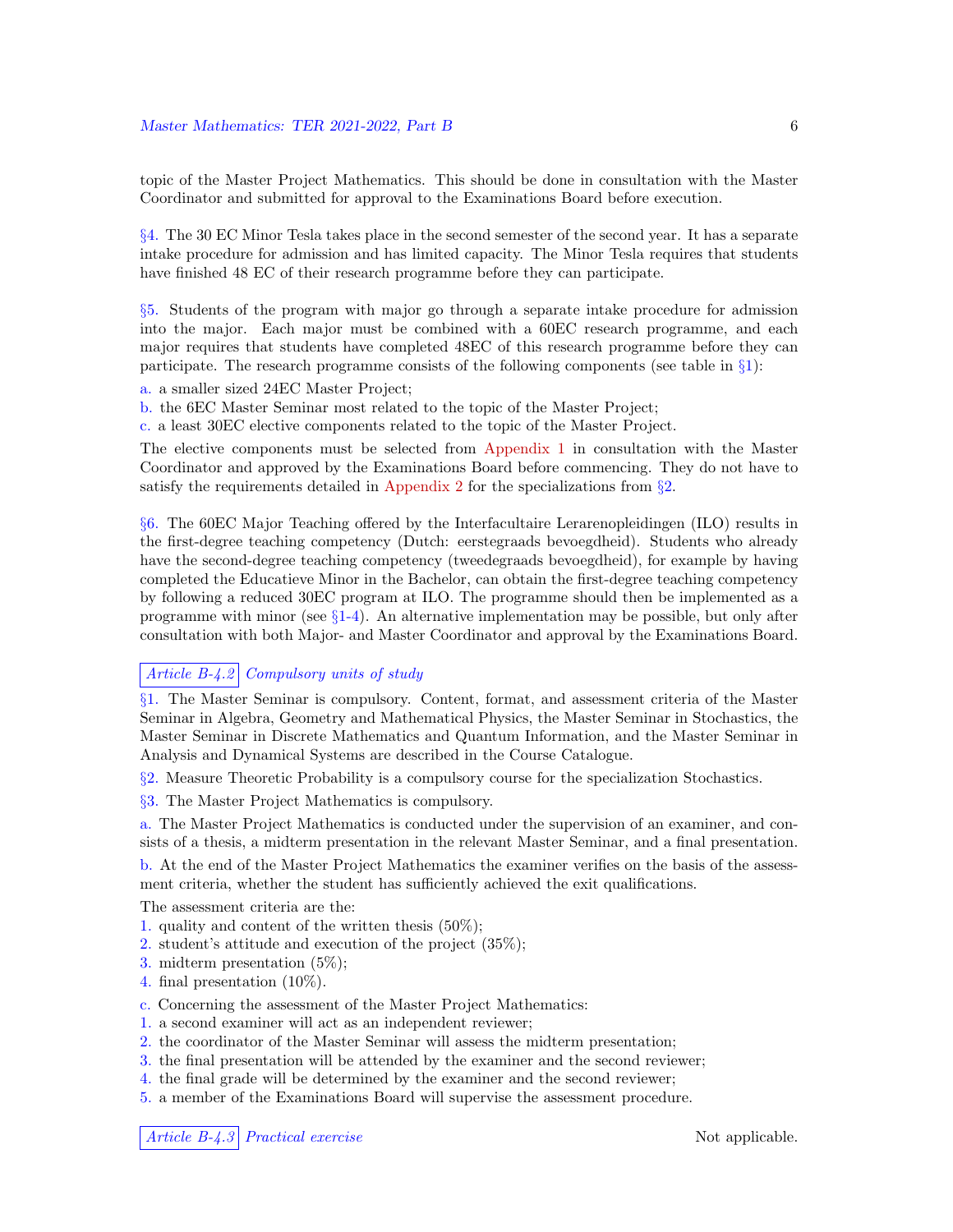topic of the Master Project Mathematics. This should be done in consultation with the Master Coordinator and submitted for approval to the Examinations Board before execution.

§4. The 30 EC Minor Tesla takes place in the second semester of the second year. It has a separate intake procedure for admission and has limited capacity. The Minor Tesla requires that students have finished 48 EC of their research programme before they can participate.

§5. Students of the program with major go through a separate intake procedure for admission into the major. Each major must be combined with a 60EC research programme, and each major requires that students have completed 48EC of this research programme before they can participate. The research programme consists of the following components (see table in §1):

a. a smaller sized 24EC Master Project;
b. the 6EC Master Seminar most related to the topic of the Master Project;
c. a least 30EC elective components related to the topic of the Master Project.

The elective components must be selected from Appendix 1 in consultation with the Master Coordinator and approved by the Examinations Board before commencing. They do not have to satisfy the requirements detailed in Appendix 2 for the specializations from §2.

§6. The 60EC Major Teaching offered by the Interfacultaire Lerarenopleidingen (ILO) results in the first-degree teaching competency (Dutch: eerstegraads bevoegdheid). Students who already have the second-degree teaching competency (tweedegraads bevoegdheid), for example by having completed the Educatieve Minor in the Bachelor, can obtain the first-degree teaching competency by following a reduced 30EC program at ILO. The programme should then be implemented as a programme with minor (see §1-4). An alternative implementation may be possible, but only after consultation with both Major- and Master Coordinator and approval by the Examinations Board.

### Article B-4.2 *Compulsory units of study*

§1. The Master Seminar is compulsory. Content, format, and assessment criteria of the Master Seminar in Algebra, Geometry and Mathematical Physics, the Master Seminar in Stochastics, the Master Seminar in Discrete Mathematics and Quantum Information, and the Master Seminar in Analysis and Dynamical Systems are described in the Course Catalogue.

§2. Measure Theoretic Probability is a compulsory course for the specialization Stochastics.

§3. The Master Project Mathematics is compulsory.

a. The Master Project Mathematics is conducted under the supervision of an examiner, and consists of a thesis, a midterm presentation in the relevant Master Seminar, and a final presentation.

b. At the end of the Master Project Mathematics the examiner verifies on the basis of the assessment criteria, whether the student has sufficiently achieved the exit qualifications.

The assessment criteria are the:

1. quality and content of the written thesis (50%);
2. student's attitude and execution of the project (35%);
3. midterm presentation (5%);
4. final presentation (10%).

c. Concerning the assessment of the Master Project Mathematics:

1. a second examiner will act as an independent reviewer;
2. the coordinator of the Master Seminar will assess the midterm presentation;
3. the final presentation will be attended by the examiner and the second reviewer;
4. the final grade will be determined by the examiner and the second reviewer;
5. a member of the Examinations Board will supervise the assessment procedure.

### Article B-4.3 *Practical exercise*

Not applicable.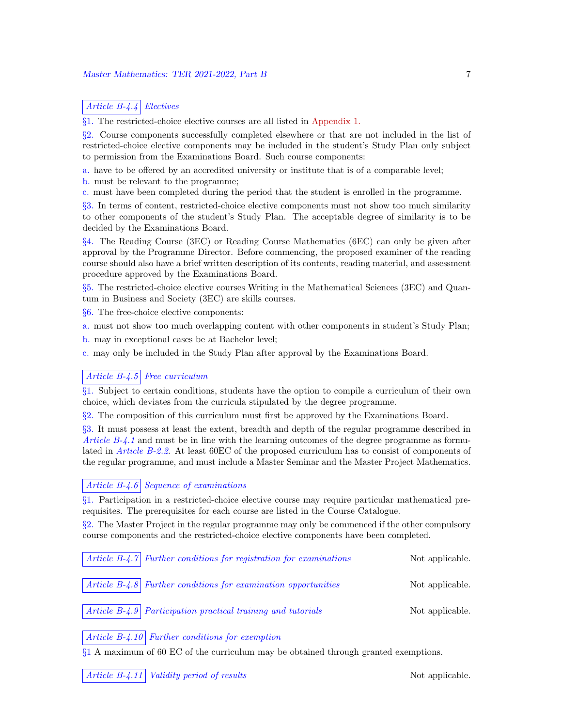### Article B-4.4 Electives

§1. The restricted-choice elective courses are all listed in Appendix 1.

§2. Course components successfully completed elsewhere or that are not included in the list of restricted-choice elective components may be included in the student's Study Plan only subject to permission from the Examinations Board. Such course components:

a. have to be offered by an accredited university or institute that is of a comparable level;

b. must be relevant to the programme;

c. must have been completed during the period that the student is enrolled in the programme.

§3. In terms of content, restricted-choice elective components must not show too much similarity to other components of the student's Study Plan. The acceptable degree of similarity is to be decided by the Examinations Board.

§4. The Reading Course (3EC) or Reading Course Mathematics (6EC) can only be given after approval by the Programme Director. Before commencing, the proposed examiner of the reading course should also have a brief written description of its contents, reading material, and assessment procedure approved by the Examinations Board.

§5. The restricted-choice elective courses Writing in the Mathematical Sciences (3EC) and Quantum in Business and Society (3EC) are skills courses.

§6. The free-choice elective components:

a. must not show too much overlapping content with other components in student's Study Plan;

b. may in exceptional cases be at Bachelor level;

c. may only be included in the Study Plan after approval by the Examinations Board.

### Article B-4.5 Free curriculum

§1. Subject to certain conditions, students have the option to compile a curriculum of their own choice, which deviates from the curricula stipulated by the degree programme.

§2. The composition of this curriculum must first be approved by the Examinations Board.

§3. It must possess at least the extent, breadth and depth of the regular programme described in *Article B-4.1* and must be in line with the learning outcomes of the degree programme as formulated in *Article B-2.2*. At least 60EC of the proposed curriculum has to consist of components of the regular programme, and must include a Master Seminar and the Master Project Mathematics.

### Article B-4.6 Sequence of examinations

§1. Participation in a restricted-choice elective course may require particular mathematical prerequisites. The prerequisites for each course are listed in the Course Catalogue.

§2. The Master Project in the regular programme may only be commenced if the other compulsory course components and the restricted-choice elective components have been completed.

### Article B-4.7 Further conditions for registration for examinations

Not applicable.

### Article B-4.8 Further conditions for examination opportunities

Not applicable.

### Article B-4.9 Participation practical training and tutorials

Not applicable.

### Article B-4.10 Further conditions for exemption

§1 A maximum of 60 EC of the curriculum may be obtained through granted exemptions.

### Article B-4.11 Validity period of results

Not applicable.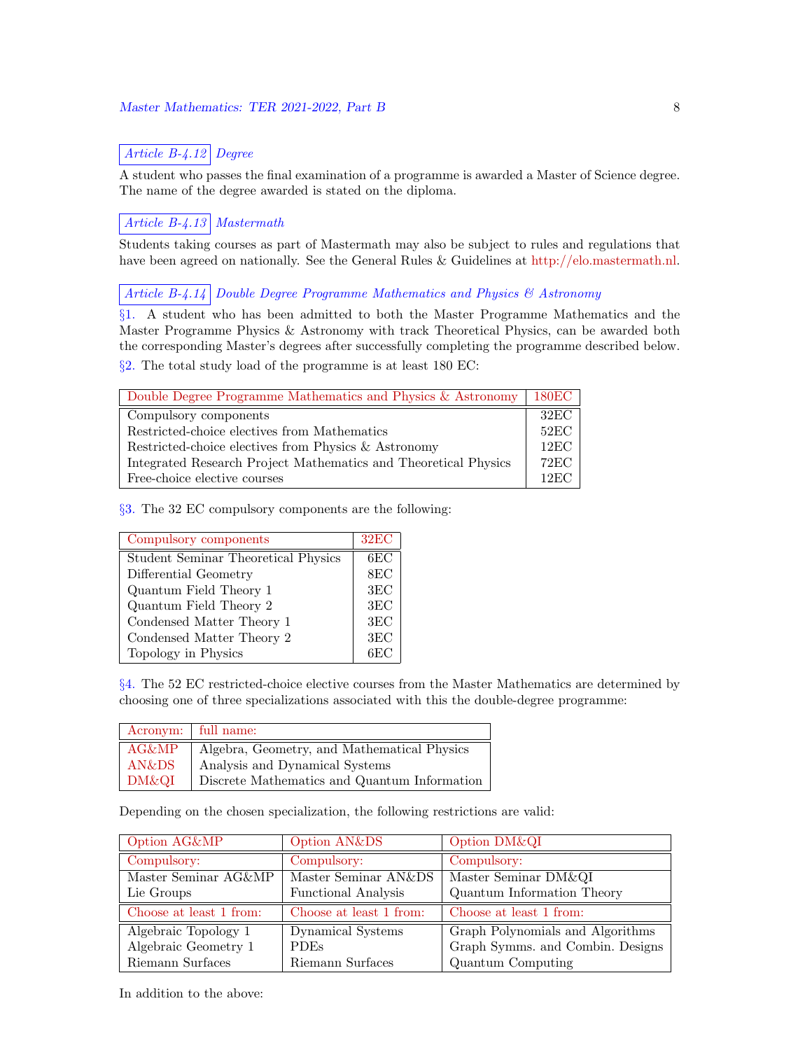### Article B-4.12 Degree

A student who passes the final examination of a programme is awarded a Master of Science degree. The name of the degree awarded is stated on the diploma.

### Article B-4.13 Mastermath

Students taking courses as part of Mastermath may also be subject to rules and regulations that have been agreed on nationally. See the General Rules & Guidelines at http://elo.mastermath.nl.

### Article B-4.14 Double Degree Programme Mathematics and Physics & Astronomy

§1. A student who has been admitted to both the Master Programme Mathematics and the Master Programme Physics & Astronomy with track Theoretical Physics, can be awarded both the corresponding Master's degrees after successfully completing the programme described below.

§2. The total study load of the programme is at least 180 EC:

| Double Degree Programme Mathematics and Physics & Astronomy | 180EC |
|---|---|
| Compulsory components | 32EC |
| Restricted-choice electives from Mathematics | 52EC |
| Restricted-choice electives from Physics & Astronomy | 12EC |
| Integrated Research Project Mathematics and Theoretical Physics | 72EC |
| Free-choice elective courses | 12EC |

§3. The 32 EC compulsory components are the following:

| Compulsory components | 32EC |
|---|---|
| Student Seminar Theoretical Physics | 6EC |
| Differential Geometry | 8EC |
| Quantum Field Theory 1 | 3EC |
| Quantum Field Theory 2 | 3EC |
| Condensed Matter Theory 1 | 3EC |
| Condensed Matter Theory 2 | 3EC |
| Topology in Physics | 6EC |

§4. The 52 EC restricted-choice elective courses from the Master Mathematics are determined by choosing one of three specializations associated with this the double-degree programme:

| Acronym: | full name: |
|---|---|
| AG&MP | Algebra, Geometry, and Mathematical Physics |
| AN&DS | Analysis and Dynamical Systems |
| DM&QI | Discrete Mathematics and Quantum Information |

Depending on the chosen specialization, the following restrictions are valid:

| Option AG&MP | Option AN&DS | Option DM&QI |
|---|---|---|
| Compulsory: | Compulsory: | Compulsory: |
| Master Seminar AG&MP | Master Seminar AN&DS | Master Seminar DM&QI |
| Lie Groups | Functional Analysis | Quantum Information Theory |
| Choose at least 1 from: | Choose at least 1 from: | Choose at least 1 from: |
| Algebraic Topology 1 | Dynamical Systems | Graph Polynomials and Algorithms |
| Algebraic Geometry 1 | PDEs | Graph Symms. and Combin. Designs |
| Riemann Surfaces | Riemann Surfaces | Quantum Computing |

In addition to the above: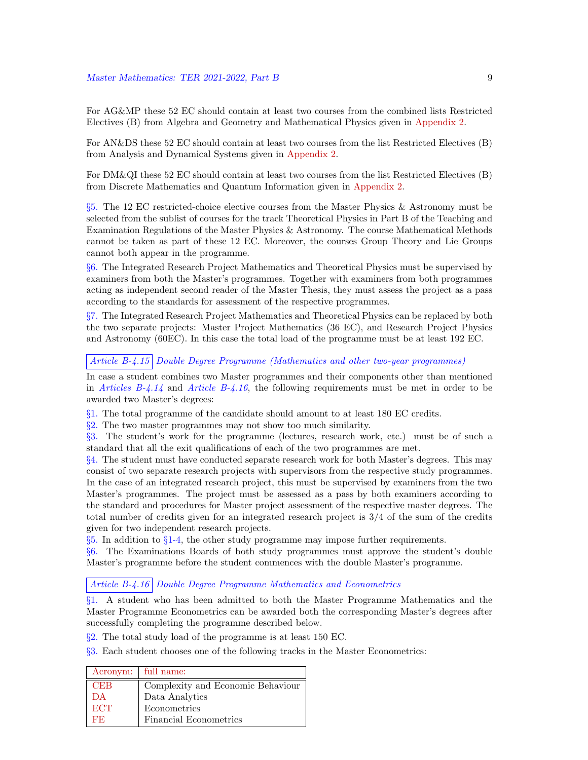For AG&MP these 52 EC should contain at least two courses from the combined lists Restricted Electives (B) from Algebra and Geometry and Mathematical Physics given in Appendix 2.

For AN&DS these 52 EC should contain at least two courses from the list Restricted Electives (B) from Analysis and Dynamical Systems given in Appendix 2.

For DM&QI these 52 EC should contain at least two courses from the list Restricted Electives (B) from Discrete Mathematics and Quantum Information given in Appendix 2.

§5. The 12 EC restricted-choice elective courses from the Master Physics & Astronomy must be selected from the sublist of courses for the track Theoretical Physics in Part B of the Teaching and Examination Regulations of the Master Physics & Astronomy. The course Mathematical Methods cannot be taken as part of these 12 EC. Moreover, the courses Group Theory and Lie Groups cannot both appear in the programme.

§6. The Integrated Research Project Mathematics and Theoretical Physics must be supervised by examiners from both the Master's programmes. Together with examiners from both programmes acting as independent second reader of the Master Thesis, they must assess the project as a pass according to the standards for assessment of the respective programmes.

§7. The Integrated Research Project Mathematics and Theoretical Physics can be replaced by both the two separate projects: Master Project Mathematics (36 EC), and Research Project Physics and Astronomy (60EC). In this case the total load of the programme must be at least 192 EC.

### *Article B-4.15* *Double Degree Programme (Mathematics and other two-year programmes)*

In case a student combines two Master programmes and their components other than mentioned in *Articles B-4.14* and *Article B-4.16*, the following requirements must be met in order to be awarded two Master's degrees:

§1. The total programme of the candidate should amount to at least 180 EC credits.
§2. The two master programmes may not show too much similarity.
§3. The student's work for the programme (lectures, research work, etc.) must be of such a standard that all the exit qualifications of each of the two programmes are met.
§4. The student must have conducted separate research work for both Master's degrees. This may consist of two separate research projects with supervisors from the respective study programmes. In the case of an integrated research project, this must be supervised by examiners from the two Master's programmes. The project must be assessed as a pass by both examiners according to the standard and procedures for Master project assessment of the respective master degrees. The total number of credits given for an integrated research project is 3/4 of the sum of the credits given for two independent research projects.
§5. In addition to §1-4, the other study programme may impose further requirements.
§6. The Examinations Boards of both study programmes must approve the student's double Master's programme before the student commences with the double Master's programme.

### *Article B-4.16* *Double Degree Programme Mathematics and Econometrics*

§1. A student who has been admitted to both the Master Programme Mathematics and the Master Programme Econometrics can be awarded both the corresponding Master's degrees after successfully completing the programme described below.

§2. The total study load of the programme is at least 150 EC.

§3. Each student chooses one of the following tracks in the Master Econometrics:

| Acronym: | full name: |
|---|---|
| CEB | Complexity and Economic Behaviour |
| DA | Data Analytics |
| ECT | Econometrics |
| FE | Financial Econometrics |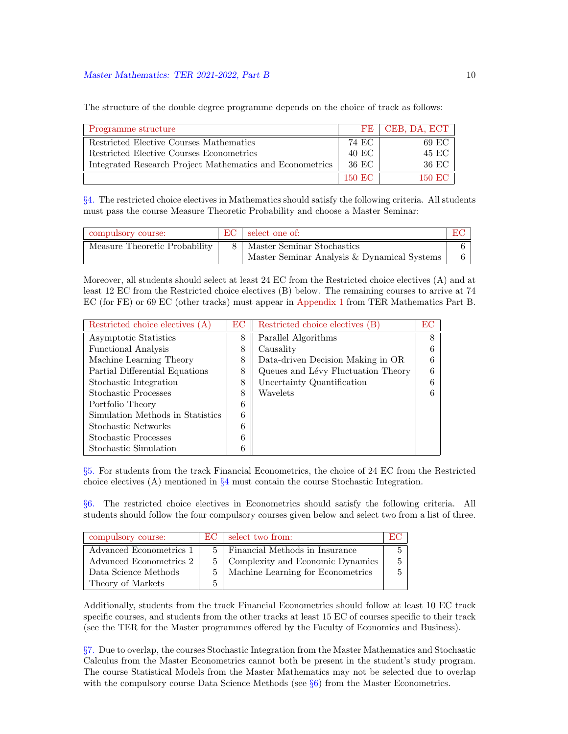The structure of the double degree programme depends on the choice of track as follows:

| Programme structure | FE | CEB, DA, ECT |
|---|---|---|
| Restricted Elective Courses Mathematics | 74 EC | 69 EC |
| Restricted Elective Courses Econometrics | 40 EC | 45 EC |
| Integrated Research Project Mathematics and Econometrics | 36 EC | 36 EC |
| | 150 EC | 150 EC |

§4. The restricted choice electives in Mathematics should satisfy the following criteria. All students must pass the course Measure Theoretic Probability and choose a Master Seminar:

| compulsory course: | EC | select one of: | EC |
|---|---|---|---|
| Measure Theoretic Probability | 8 | Master Seminar Stochastics | 6 |
| | | Master Seminar Analysis & Dynamical Systems | 6 |

Moreover, all students should select at least 24 EC from the Restricted choice electives (A) and at least 12 EC from the Restricted choice electives (B) below. The remaining courses to arrive at 74 EC (for FE) or 69 EC (other tracks) must appear in Appendix 1 from TER Mathematics Part B.

| Restricted choice electives (A) | EC | Restricted choice electives (B) | EC |
|---|---|---|---|
| Asymptotic Statistics | 8 | Parallel Algorithms | 8 |
| Functional Analysis | 8 | Causality | 6 |
| Machine Learning Theory | 8 | Data-driven Decision Making in OR | 6 |
| Partial Differential Equations | 8 | Queues and Lévy Fluctuation Theory | 6 |
| Stochastic Integration | 8 | Uncertainty Quantification | 6 |
| Stochastic Processes | 8 | Wavelets | 6 |
| Portfolio Theory | 6 | | |
| Simulation Methods in Statistics | 6 | | |
| Stochastic Networks | 6 | | |
| Stochastic Processes | 6 | | |
| Stochastic Simulation | 6 | | |

§5. For students from the track Financial Econometrics, the choice of 24 EC from the Restricted choice electives (A) mentioned in §4 must contain the course Stochastic Integration.

§6. The restricted choice electives in Econometrics should satisfy the following criteria. All students should follow the four compulsory courses given below and select two from a list of three.

| compulsory course: | EC | select two from: | EC |
|---|---|---|---|
| Advanced Econometrics 1 | 5 | Financial Methods in Insurance | 5 |
| Advanced Econometrics 2 | 5 | Complexity and Economic Dynamics | 5 |
| Data Science Methods | 5 | Machine Learning for Econometrics | 5 |
| Theory of Markets | 5 | | |

Additionally, students from the track Financial Econometrics should follow at least 10 EC track specific courses, and students from the other tracks at least 15 EC of courses specific to their track (see the TER for the Master programmes offered by the Faculty of Economics and Business).

§7. Due to overlap, the courses Stochastic Integration from the Master Mathematics and Stochastic Calculus from the Master Econometrics cannot both be present in the student's study program. The course Statistical Models from the Master Mathematics may not be selected due to overlap with the compulsory course Data Science Methods (see §6) from the Master Econometrics.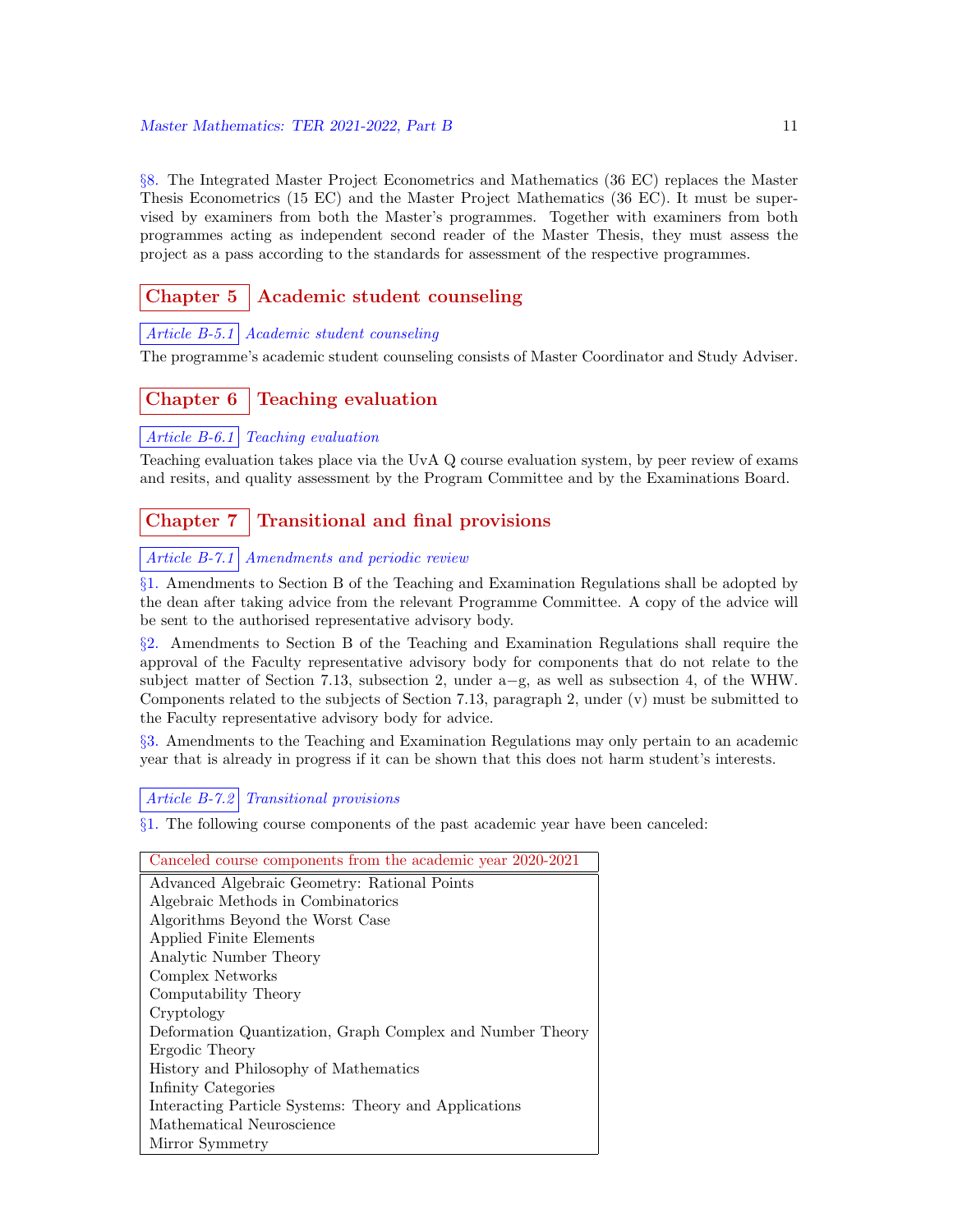§8. The Integrated Master Project Econometrics and Mathematics (36 EC) replaces the Master Thesis Econometrics (15 EC) and the Master Project Mathematics (36 EC). It must be supervised by examiners from both the Master's programmes. Together with examiners from both programmes acting as independent second reader of the Master Thesis, they must assess the project as a pass according to the standards for assessment of the respective programmes.

# Chapter 5 Academic student counseling

### Article B-5.1 Academic student counseling

The programme's academic student counseling consists of Master Coordinator and Study Adviser.

# Chapter 6 Teaching evaluation

### Article B-6.1 Teaching evaluation

Teaching evaluation takes place via the UvA Q course evaluation system, by peer review of exams and resits, and quality assessment by the Program Committee and by the Examinations Board.

# Chapter 7 Transitional and final provisions

### Article B-7.1 Amendments and periodic review

§1. Amendments to Section B of the Teaching and Examination Regulations shall be adopted by the dean after taking advice from the relevant Programme Committee. A copy of the advice will be sent to the authorised representative advisory body.

§2. Amendments to Section B of the Teaching and Examination Regulations shall require the approval of the Faculty representative advisory body for components that do not relate to the subject matter of Section 7.13, subsection 2, under a−g, as well as subsection 4, of the WHW. Components related to the subjects of Section 7.13, paragraph 2, under (v) must be submitted to the Faculty representative advisory body for advice.

§3. Amendments to the Teaching and Examination Regulations may only pertain to an academic year that is already in progress if it can be shown that this does not harm student's interests.

### Article B-7.2 Transitional provisions

§1. The following course components of the past academic year have been canceled:

| Canceled course components from the academic year 2020-2021 |
|---|
| Advanced Algebraic Geometry: Rational Points |
| Algebraic Methods in Combinatorics |
| Algorithms Beyond the Worst Case |
| Applied Finite Elements |
| Analytic Number Theory |
| Complex Networks |
| Computability Theory |
| Cryptology |
| Deformation Quantization, Graph Complex and Number Theory |
| Ergodic Theory |
| History and Philosophy of Mathematics |
| Infinity Categories |
| Interacting Particle Systems: Theory and Applications |
| Mathematical Neuroscience |
| Mirror Symmetry |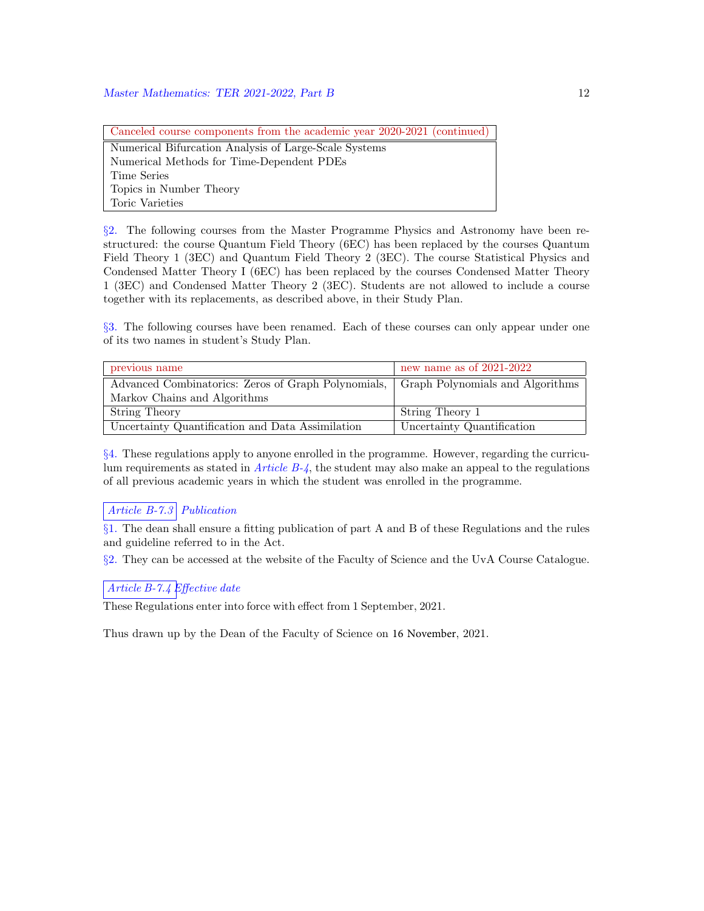| Canceled course components from the academic year 2020-2021 (continued) |
| --- |
| Numerical Bifurcation Analysis of Large-Scale Systems |
| Numerical Methods for Time-Dependent PDEs |
| Time Series |
| Topics in Number Theory |
| Toric Varieties |

§2. The following courses from the Master Programme Physics and Astronomy have been restructured: the course Quantum Field Theory (6EC) has been replaced by the courses Quantum Field Theory 1 (3EC) and Quantum Field Theory 2 (3EC). The course Statistical Physics and Condensed Matter Theory I (6EC) has been replaced by the courses Condensed Matter Theory 1 (3EC) and Condensed Matter Theory 2 (3EC). Students are not allowed to include a course together with its replacements, as described above, in their Study Plan.

§3. The following courses have been renamed. Each of these courses can only appear under one of its two names in student's Study Plan.

| previous name | new name as of 2021-2022 |
| --- | --- |
| Advanced Combinatorics: Zeros of Graph Polynomials, Markov Chains and Algorithms | Graph Polynomials and Algorithms |
| String Theory | String Theory 1 |
| Uncertainty Quantification and Data Assimilation | Uncertainty Quantification |

§4. These regulations apply to anyone enrolled in the programme. However, regarding the curriculum requirements as stated in *Article B-4*, the student may also make an appeal to the regulations of all previous academic years in which the student was enrolled in the programme.

### *Article B-7.3 Publication*

§1. The dean shall ensure a fitting publication of part A and B of these Regulations and the rules and guideline referred to in the Act.

§2. They can be accessed at the website of the Faculty of Science and the UvA Course Catalogue.

### *Article B-7.4 Effective date*

These Regulations enter into force with effect from 1 September, 2021.

Thus drawn up by the Dean of the Faculty of Science on 16 November, 2021.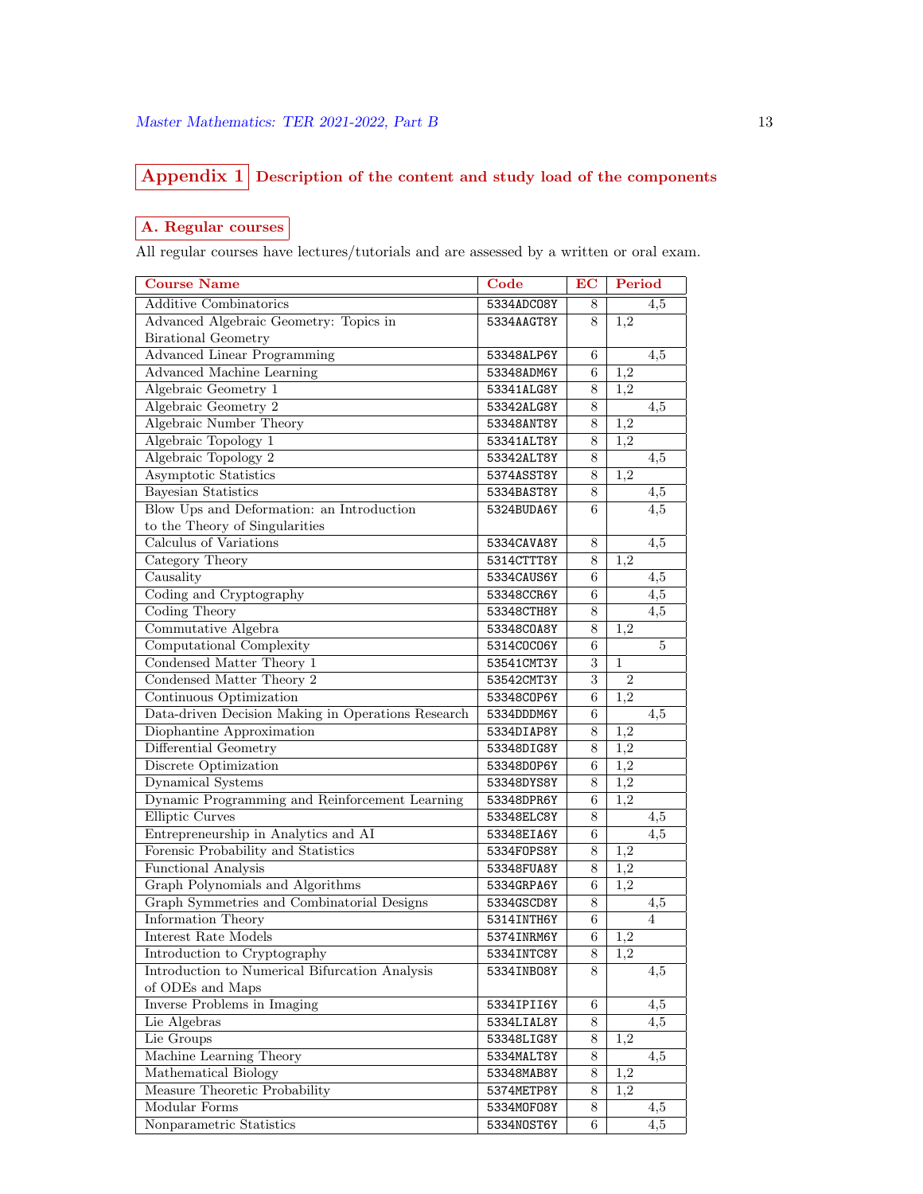# Appendix 1 Description of the content and study load of the components

## A. Regular courses

All regular courses have lectures/tutorials and are assessed by a written or oral exam.

| Course Name | Code | EC | Period |
|---|---|---|---|
| Additive Combinatorics | 5334ADCO8Y | 8 | 4,5 |
| Advanced Algebraic Geometry: Topics in Birational Geometry | 5334AAGT8Y | 8 | 1,2 |
| Advanced Linear Programming | 53348ALP6Y | 6 | 4,5 |
| Advanced Machine Learning | 53348ADM6Y | 6 | 1,2 |
| Algebraic Geometry 1 | 53341ALG8Y | 8 | 1,2 |
| Algebraic Geometry 2 | 53342ALG8Y | 8 | 4,5 |
| Algebraic Number Theory | 53348ANT8Y | 8 | 1,2 |
| Algebraic Topology 1 | 53341ALT8Y | 8 | 1,2 |
| Algebraic Topology 2 | 53342ALT8Y | 8 | 4,5 |
| Asymptotic Statistics | 5374ASST8Y | 8 | 1,2 |
| Bayesian Statistics | 5334BAST8Y | 8 | 4,5 |
| Blow Ups and Deformation: an Introduction to the Theory of Singularities | 5324BUDA6Y | 6 | 4,5 |
| Calculus of Variations | 5334CAVA8Y | 8 | 4,5 |
| Category Theory | 5314CTTT8Y | 8 | 1,2 |
| Causality | 5334CAUS6Y | 6 | 4,5 |
| Coding and Cryptography | 53348CCR6Y | 6 | 4,5 |
| Coding Theory | 53348CTH8Y | 8 | 4,5 |
| Commutative Algebra | 53348COA8Y | 8 | 1,2 |
| Computational Complexity | 5314COCO6Y | 6 | 5 |
| Condensed Matter Theory 1 | 53541CMT3Y | 3 | 1 |
| Condensed Matter Theory 2 | 53542CMT3Y | 3 | 2 |
| Continuous Optimization | 53348COP6Y | 6 | 1,2 |
| Data-driven Decision Making in Operations Research | 5334DDDM6Y | 6 | 4,5 |
| Diophantine Approximation | 5334DIAP8Y | 8 | 1,2 |
| Differential Geometry | 53348DIG8Y | 8 | 1,2 |
| Discrete Optimization | 53348DOP6Y | 6 | 1,2 |
| Dynamical Systems | 53348DYS8Y | 8 | 1,2 |
| Dynamic Programming and Reinforcement Learning | 53348DPR6Y | 6 | 1,2 |
| Elliptic Curves | 53348ELC8Y | 8 | 4,5 |
| Entrepreneurship in Analytics and AI | 53348EIA6Y | 6 | 4,5 |
| Forensic Probability and Statistics | 5334FOPS8Y | 8 | 1,2 |
| Functional Analysis | 53348FUA8Y | 8 | 1,2 |
| Graph Polynomials and Algorithms | 5334GRPA6Y | 6 | 1,2 |
| Graph Symmetries and Combinatorial Designs | 5334GSCD8Y | 8 | 4,5 |
| Information Theory | 5314INTH6Y | 6 | 4 |
| Interest Rate Models | 5374INRM6Y | 6 | 1,2 |
| Introduction to Cryptography | 5334INTC8Y | 8 | 1,2 |
| Introduction to Numerical Bifurcation Analysis of ODEs and Maps | 5334INBO8Y | 8 | 4,5 |
| Inverse Problems in Imaging | 5334IPII6Y | 6 | 4,5 |
| Lie Algebras | 5334LIAL8Y | 8 | 4,5 |
| Lie Groups | 53348LIG8Y | 8 | 1,2 |
| Machine Learning Theory | 5334MALT8Y | 8 | 4,5 |
| Mathematical Biology | 53348MAB8Y | 8 | 1,2 |
| Measure Theoretic Probability | 5374METP8Y | 8 | 1,2 |
| Modular Forms | 5334MOFO8Y | 8 | 4,5 |
| Nonparametric Statistics | 5334NOST6Y | 6 | 4,5 |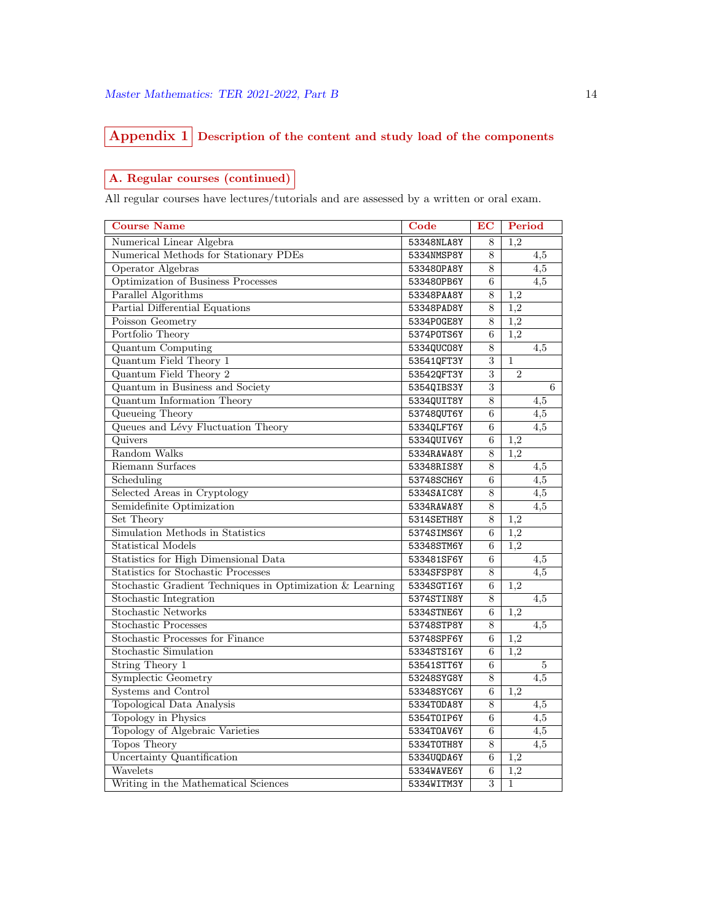## Appendix 1 Description of the content and study load of the components

### A. Regular courses (continued)

All regular courses have lectures/tutorials and are assessed by a written or oral exam.

| Course Name | Code | EC | Period |
|---|---|---|---|
| Numerical Linear Algebra | 53348NLA8Y | 8 | 1,2 |
| Numerical Methods for Stationary PDEs | 5334NMSP8Y | 8 | 4,5 |
| Operator Algebras | 53348OPA8Y | 8 | 4,5 |
| Optimization of Business Processes | 53348OPB6Y | 6 | 4,5 |
| Parallel Algorithms | 53348PAA8Y | 8 | 1,2 |
| Partial Differential Equations | 53348PAD8Y | 8 | 1,2 |
| Poisson Geometry | 5334POGE8Y | 8 | 1,2 |
| Portfolio Theory | 5374POTS6Y | 6 | 1,2 |
| Quantum Computing | 5334QUCO8Y | 8 | 4,5 |
| Quantum Field Theory 1 | 53541QFT3Y | 3 | 1 |
| Quantum Field Theory 2 | 53542QFT3Y | 3 | 2 |
| Quantum in Business and Society | 5354QIBS3Y | 3 | 6 |
| Quantum Information Theory | 5334QUIT8Y | 8 | 4,5 |
| Queueing Theory | 53748QUT6Y | 6 | 4,5 |
| Queues and Lévy Fluctuation Theory | 5334QLFT6Y | 6 | 4,5 |
| Quivers | 5334QUIV6Y | 6 | 1,2 |
| Random Walks | 5334RAWA8Y | 8 | 1,2 |
| Riemann Surfaces | 53348RIS8Y | 8 | 4,5 |
| Scheduling | 53748SCH6Y | 6 | 4,5 |
| Selected Areas in Cryptology | 5334SAIC8Y | 8 | 4,5 |
| Semidefinite Optimization | 5334RAWA8Y | 8 | 4,5 |
| Set Theory | 5314SETH8Y | 8 | 1,2 |
| Simulation Methods in Statistics | 5374SIMS6Y | 6 | 1,2 |
| Statistical Models | 53348STM6Y | 6 | 1,2 |
| Statistics for High Dimensional Data | 533481SF6Y | 6 | 4,5 |
| Statistics for Stochastic Processes | 5334SFSP8Y | 8 | 4,5 |
| Stochastic Gradient Techniques in Optimization & Learning | 5334SGTI6Y | 6 | 1,2 |
| Stochastic Integration | 5374STIN8Y | 8 | 4,5 |
| Stochastic Networks | 5334STNE6Y | 6 | 1,2 |
| Stochastic Processes | 53748STP8Y | 8 | 4,5 |
| Stochastic Processes for Finance | 53748SPF6Y | 6 | 1,2 |
| Stochastic Simulation | 5334STSI6Y | 6 | 1,2 |
| String Theory 1 | 53541STT6Y | 6 | 5 |
| Symplectic Geometry | 53248SYG8Y | 8 | 4,5 |
| Systems and Control | 53348SYC6Y | 6 | 1,2 |
| Topological Data Analysis | 5334TODA8Y | 8 | 4,5 |
| Topology in Physics | 5354TOIP6Y | 6 | 4,5 |
| Topology of Algebraic Varieties | 5334TOAV6Y | 6 | 4,5 |
| Topos Theory | 5334TOTH8Y | 8 | 4,5 |
| Uncertainty Quantification | 5334UQDA6Y | 6 | 1,2 |
| Wavelets | 5334WAVE6Y | 6 | 1,2 |
| Writing in the Mathematical Sciences | 5334WITM3Y | 3 | 1 |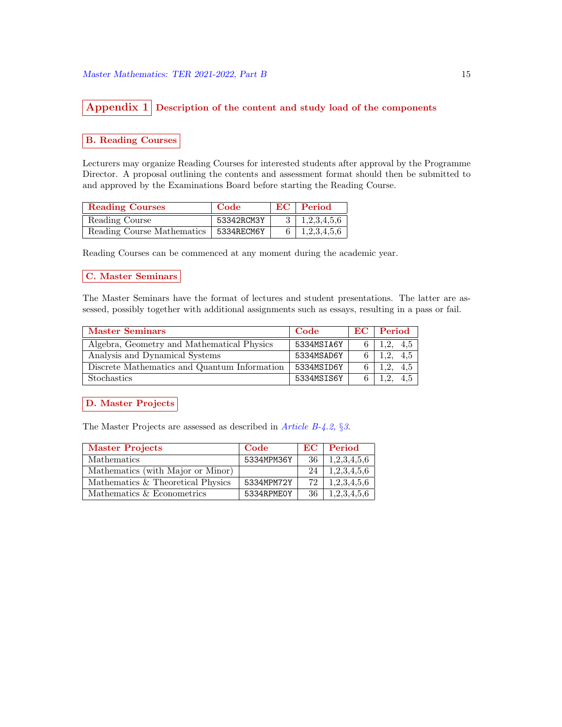## Appendix 1 Description of the content and study load of the components

### B. Reading Courses

Lecturers may organize Reading Courses for interested students after approval by the Programme Director. A proposal outlining the contents and assessment format should then be submitted to and approved by the Examinations Board before starting the Reading Course.

| Reading Courses | Code | EC | Period |
|---|---|---|---|
| Reading Course | 53342RCM3Y | 3 | 1,2,3,4,5,6 |
| Reading Course Mathematics | 5334RECM6Y | 6 | 1,2,3,4,5,6 |

Reading Courses can be commenced at any moment during the academic year.

### C. Master Seminars

The Master Seminars have the format of lectures and student presentations. The latter are assessed, possibly together with additional assignments such as essays, resulting in a pass or fail.

| Master Seminars | Code | EC | Period |
|---|---|---|---|
| Algebra, Geometry and Mathematical Physics | 5334MSIA6Y | 6 | 1,2, 4,5 |
| Analysis and Dynamical Systems | 5334MSAD6Y | 6 | 1,2, 4,5 |
| Discrete Mathematics and Quantum Information | 5334MSID6Y | 6 | 1,2, 4,5 |
| Stochastics | 5334MSIS6Y | 6 | 1,2, 4,5 |

### D. Master Projects

The Master Projects are assessed as described in *Article B-4.2, §3*.

| Master Projects | Code | EC | Period |
|---|---|---|---|
| Mathematics | 5334MPM36Y | 36 | 1,2,3,4,5,6 |
| Mathematics (with Major or Minor) | | 24 | 1,2,3,4,5,6 |
| Mathematics & Theoretical Physics | 5334MPM72Y | 72 | 1,2,3,4,5,6 |
| Mathematics & Econometrics | 5334RPME0Y | 36 | 1,2,3,4,5,6 |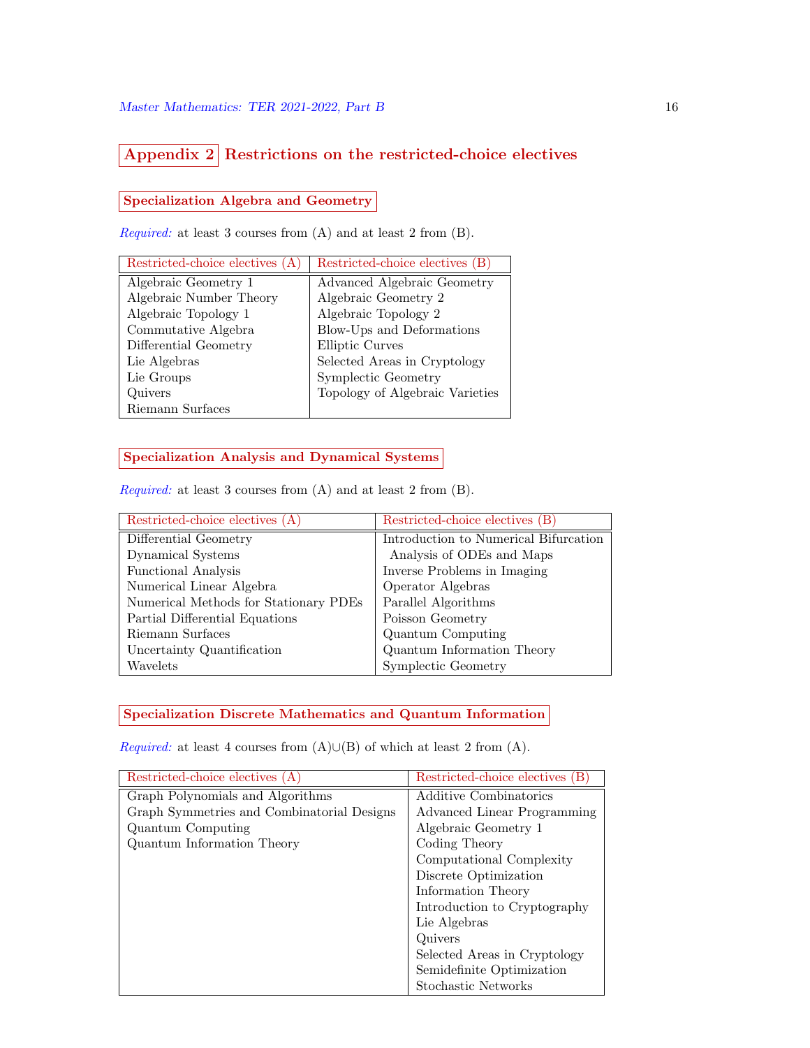## Appendix 2 Restrictions on the restricted-choice electives

### Specialization Algebra and Geometry

*Required:* at least 3 courses from (A) and at least 2 from (B).

| Restricted-choice electives (A) | Restricted-choice electives (B) |
|---|---|
| Algebraic Geometry 1 | Advanced Algebraic Geometry |
| Algebraic Number Theory | Algebraic Geometry 2 |
| Algebraic Topology 1 | Algebraic Topology 2 |
| Commutative Algebra | Blow-Ups and Deformations |
| Differential Geometry | Elliptic Curves |
| Lie Algebras | Selected Areas in Cryptology |
| Lie Groups | Symplectic Geometry |
| Quivers | Topology of Algebraic Varieties |
| Riemann Surfaces | |

### Specialization Analysis and Dynamical Systems

*Required:* at least 3 courses from (A) and at least 2 from (B).

| Restricted-choice electives (A) | Restricted-choice electives (B) |
|---|---|
| Differential Geometry | Introduction to Numerical Bifurcation Analysis of ODEs and Maps |
| Dynamical Systems | Inverse Problems in Imaging |
| Functional Analysis | Operator Algebras |
| Numerical Linear Algebra | Parallel Algorithms |
| Numerical Methods for Stationary PDEs | Poisson Geometry |
| Partial Differential Equations | Quantum Computing |
| Riemann Surfaces | Quantum Information Theory |
| Uncertainty Quantification | Symplectic Geometry |
| Wavelets | |

### Specialization Discrete Mathematics and Quantum Information

*Required:* at least 4 courses from (A)∪(B) of which at least 2 from (A).

| Restricted-choice electives (A) | Restricted-choice electives (B) |
|---|---|
| Graph Polynomials and Algorithms | Additive Combinatorics |
| Graph Symmetries and Combinatorial Designs | Advanced Linear Programming |
| Quantum Computing | Algebraic Geometry 1 |
| Quantum Information Theory | Coding Theory |
| | Computational Complexity |
| | Discrete Optimization |
| | Information Theory |
| | Introduction to Cryptography |
| | Lie Algebras |
| | Quivers |
| | Selected Areas in Cryptology |
| | Semidefinite Optimization |
| | Stochastic Networks |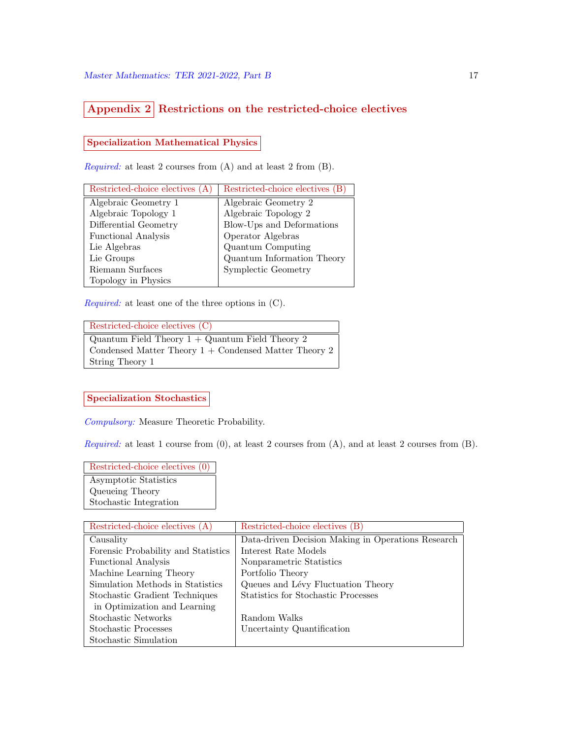## Appendix 2 Restrictions on the restricted-choice electives

### Specialization Mathematical Physics

*Required:* at least 2 courses from (A) and at least 2 from (B).

| Restricted-choice electives (A) | Restricted-choice electives (B) |
|---|---|
| Algebraic Geometry 1 | Algebraic Geometry 2 |
| Algebraic Topology 1 | Algebraic Topology 2 |
| Differential Geometry | Blow-Ups and Deformations |
| Functional Analysis | Operator Algebras |
| Lie Algebras | Quantum Computing |
| Lie Groups | Quantum Information Theory |
| Riemann Surfaces | Symplectic Geometry |
| Topology in Physics | |

*Required:* at least one of the three options in (C).

| Restricted-choice electives (C) |
|---|
| Quantum Field Theory 1 + Quantum Field Theory 2 |
| Condensed Matter Theory 1 + Condensed Matter Theory 2 |
| String Theory 1 |

### Specialization Stochastics

*Compulsory:* Measure Theoretic Probability.

*Required:* at least 1 course from (0), at least 2 courses from (A), and at least 2 courses from (B).

| Restricted-choice electives (0) |
|---|
| Asymptotic Statistics |
| Queueing Theory |
| Stochastic Integration |

| Restricted-choice electives (A) | Restricted-choice electives (B) |
|---|---|
| Causality | Data-driven Decision Making in Operations Research |
| Forensic Probability and Statistics | Interest Rate Models |
| Functional Analysis | Nonparametric Statistics |
| Machine Learning Theory | Portfolio Theory |
| Simulation Methods in Statistics | Queues and Lévy Fluctuation Theory |
| Stochastic Gradient Techniques in Optimization and Learning | Statistics for Stochastic Processes |
| Stochastic Networks | Random Walks |
| Stochastic Processes | Uncertainty Quantification |
| Stochastic Simulation | |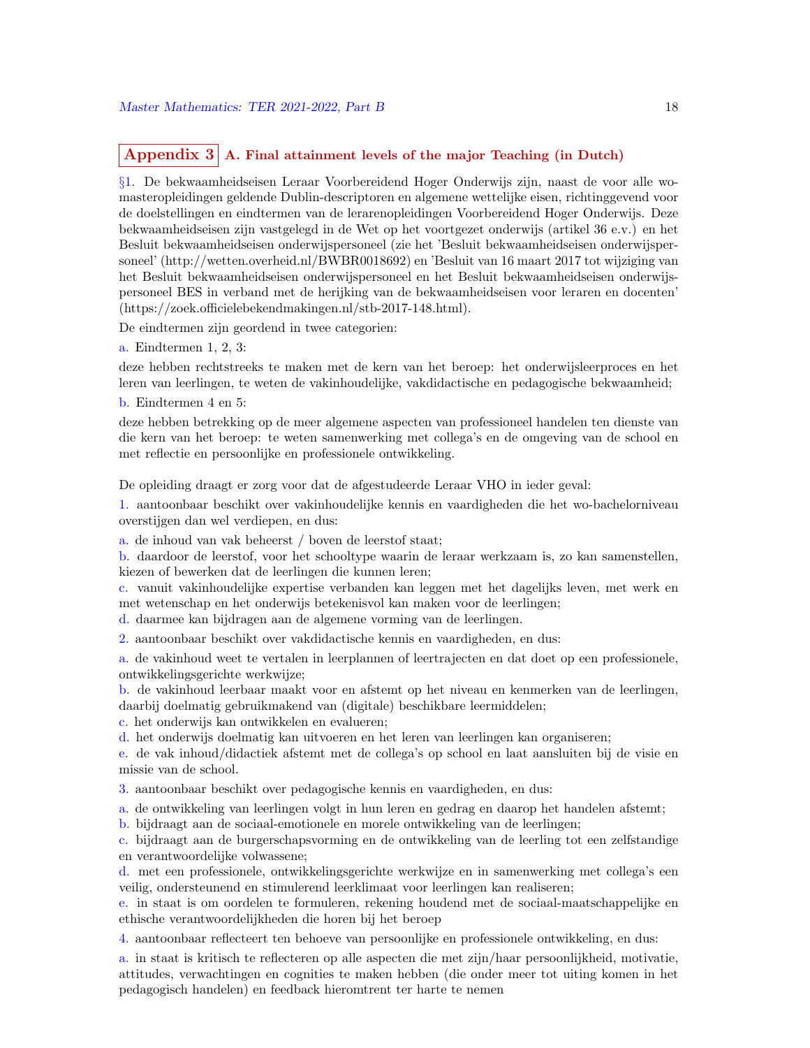## Appendix 3 A. Final attainment levels of the major Teaching (in Dutch)

§1. De bekwaamheidseisen Leraar Voorbereidend Hoger Onderwijs zijn, naast de voor alle wo-masteropleidingen geldende Dublin-descriptoren en algemene wettelijke eisen, richtinggevend voor de doelstellingen en eindtermen van de lerarenopleidingen Voorbereidend Hoger Onderwijs. Deze bekwaamheidseisen zijn vastgelegd in de Wet op het voortgezet onderwijs (artikel 36 e.v.) en het Besluit bekwaamheidseisen onderwijspersoneel (zie het 'Besluit bekwaamheidseisen onderwijspersoneel' (http://wetten.overheid.nl/BWBR0018692) en 'Besluit van 16 maart 2017 tot wijziging van het Besluit bekwaamheidseisen onderwijspersoneel en het Besluit bekwaamheidseisen onderwijspersoneel BES in verband met de herijking van de bekwaamheidseisen voor leraren en docenten' (https://zoek.officielebekendmakingen.nl/stb-2017-148.html).

De eindtermen zijn geordend in twee categorien:

a. Eindtermen 1, 2, 3:

deze hebben rechtstreeks te maken met de kern van het beroep: het onderwijsleerproces en het leren van leerlingen, te weten de vakinhoudelijke, vakdidactische en pedagogische bekwaamheid;

b. Eindtermen 4 en 5:

deze hebben betrekking op de meer algemene aspecten van professioneel handelen ten dienste van die kern van het beroep: te weten samenwerking met collega's en de omgeving van de school en met reflectie en persoonlijke en professionele ontwikkeling.

De opleiding draagt er zorg voor dat de afgestudeerde Leraar VHO in ieder geval:

1. aantoonbaar beschikt over vakinhoudelijke kennis en vaardigheden die het wo-bachelorniveau overstijgen dan wel verdiepen, en dus:

a. de inhoud van vak beheerst / boven de leerstof staat;
b. daardoor de leerstof, voor het schooltype waarin de leraar werkzaam is, zo kan samenstellen, kiezen of bewerken dat de leerlingen die kunnen leren;
c. vanuit vakinhoudelijke expertise verbanden kan leggen met het dagelijks leven, met werk en met wetenschap en het onderwijs betekenisvol kan maken voor de leerlingen;
d. daarmee kan bijdragen aan de algemene vorming van de leerlingen.

2. aantoonbaar beschikt over vakdidactische kennis en vaardigheden, en dus:

a. de vakinhoud weet te vertalen in leerplannen of leertrajecten en dat doet op een professionele, ontwikkelingsgerichte werkwijze;
b. de vakinhoud leerbaar maakt voor en afstemt op het niveau en kenmerken van de leerlingen, daarbij doelmatig gebruikmakend van (digitale) beschikbare leermiddelen;
c. het onderwijs kan ontwikkelen en evalueren;
d. het onderwijs doelmatig kan uitvoeren en het leren van leerlingen kan organiseren;
e. de vak inhoud/didactiek afstemt met de collega's op school en laat aansluiten bij de visie en missie van de school.

3. aantoonbaar beschikt over pedagogische kennis en vaardigheden, en dus:

a. de ontwikkeling van leerlingen volgt in hun leren en gedrag en daarop het handelen afstemt;
b. bijdraagt aan de sociaal-emotionele en morele ontwikkeling van de leerlingen;
c. bijdraagt aan de burgerschapsvorming en de ontwikkeling van de leerling tot een zelfstandige en verantwoordelijke volwassene;
d. met een professionele, ontwikkelingsgerichte werkwijze en in samenwerking met collega's een veilig, ondersteunend en stimulerend leerklimaat voor leerlingen kan realiseren;
e. in staat is om oordelen te formuleren, rekening houdend met de sociaal-maatschappelijke en ethische verantwoordelijkheden die horen bij het beroep

4. aantoonbaar reflecteert ten behoeve van persoonlijke en professionele ontwikkeling, en dus:

a. in staat is kritisch te reflecteren op alle aspecten die met zijn/haar persoonlijkheid, motivatie, attitudes, verwachtingen en cognities te maken hebben (die onder meer tot uiting komen in het pedagogisch handelen) en feedback hieromtrent ter harte te nemen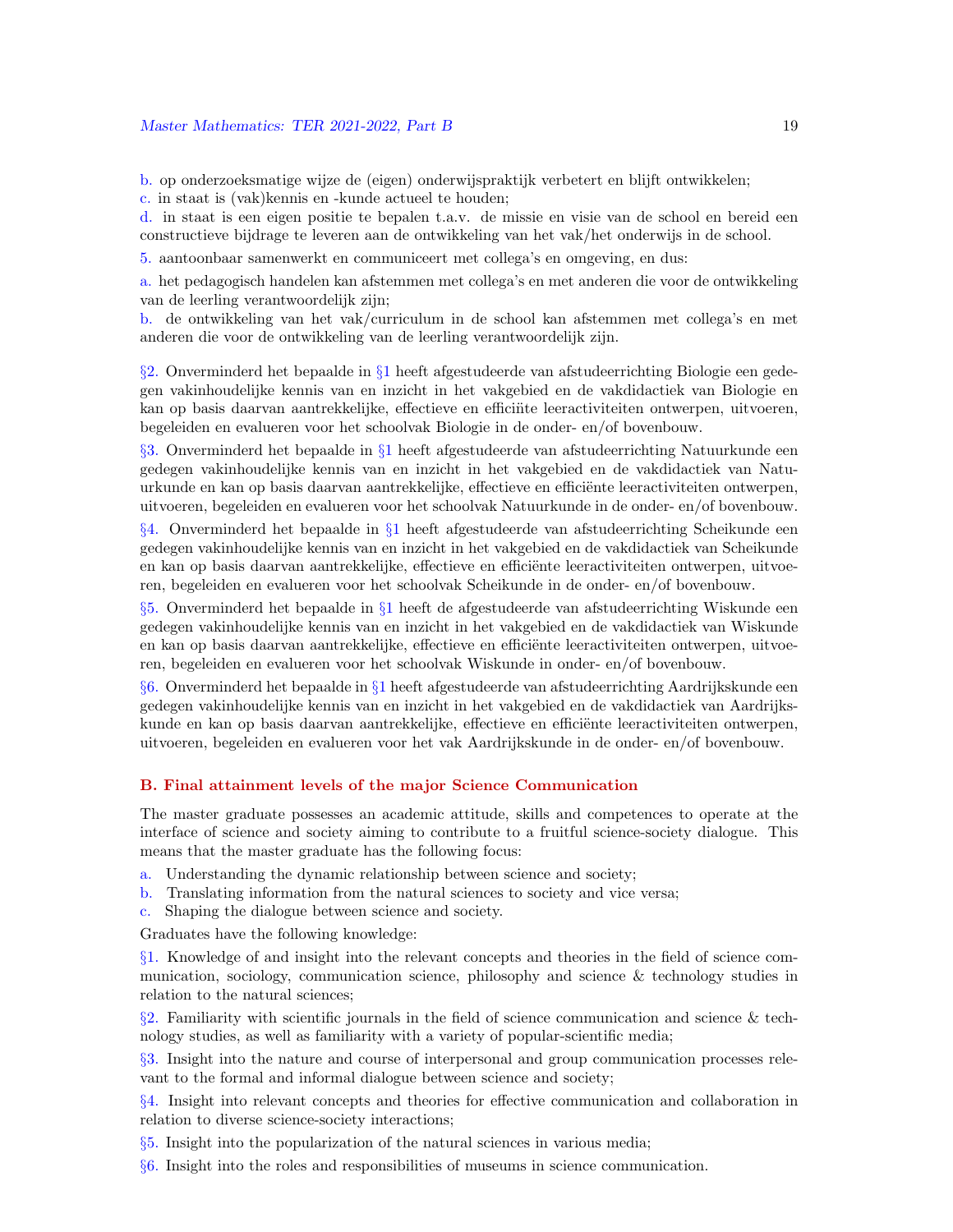b. op onderzoeksmatige wijze de (eigen) onderwijspraktijk verbetert en blijft ontwikkelen;

c. in staat is (vak)kennis en -kunde actueel te houden;

d. in staat is een eigen positie te bepalen t.a.v. de missie en visie van de school en bereid een constructieve bijdrage te leveren aan de ontwikkeling van het vak/het onderwijs in de school.

5. aantoonbaar samenwerkt en communiceert met collega's en omgeving, en dus:

a. het pedagogisch handelen kan afstemmen met collega's en met anderen die voor de ontwikkeling van de leerling verantwoordelijk zijn;

b. de ontwikkeling van het vak/curriculum in de school kan afstemmen met collega's en met anderen die voor de ontwikkeling van de leerling verantwoordelijk zijn.

§2. Onverminderd het bepaalde in §1 heeft afgestudeerde van afstudeerrichting Biologie een gedegen vakinhoudelijke kennis van en inzicht in het vakgebied en de vakdidactiek van Biologie en kan op basis daarvan aantrekkelijke, effectieve en efficiınte leeractiviteiten ontwerpen, uitvoeren, begeleiden en evalueren voor het schoolvak Biologie in de onder- en/of bovenbouw.

§3. Onverminderd het bepaalde in §1 heeft afgestudeerde van afstudeerrichting Natuurkunde een gedegen vakinhoudelijke kennis van en inzicht in het vakgebied en de vakdidactiek van Natuurkunde en kan op basis daarvan aantrekkelijke, effectieve en efficiënte leeractiviteiten ontwerpen, uitvoeren, begeleiden en evalueren voor het schoolvak Natuurkunde in de onder- en/of bovenbouw.

§4. Onverminderd het bepaalde in §1 heeft afgestudeerde van afstudeerrichting Scheikunde een gedegen vakinhoudelijke kennis van en inzicht in het vakgebied en de vakdidactiek van Scheikunde en kan op basis daarvan aantrekkelijke, effectieve en efficiënte leeractiviteiten ontwerpen, uitvoeren, begeleiden en evalueren voor het schoolvak Scheikunde in de onder- en/of bovenbouw.

§5. Onverminderd het bepaalde in §1 heeft de afgestudeerde van afstudeerrichting Wiskunde een gedegen vakinhoudelijke kennis van en inzicht in het vakgebied en de vakdidactiek van Wiskunde en kan op basis daarvan aantrekkelijke, effectieve en efficiënte leeractiviteiten ontwerpen, uitvoeren, begeleiden en evalueren voor het schoolvak Wiskunde in onder- en/of bovenbouw.

§6. Onverminderd het bepaalde in §1 heeft afgestudeerde van afstudeerrichting Aardrijkskunde een gedegen vakinhoudelijke kennis van en inzicht in het vakgebied en de vakdidactiek van Aardrijkskunde en kan op basis daarvan aantrekkelijke, effectieve en efficiënte leeractiviteiten ontwerpen, uitvoeren, begeleiden en evalueren voor het vak Aardrijkskunde in de onder- en/of bovenbouw.

### B. Final attainment levels of the major Science Communication

The master graduate possesses an academic attitude, skills and competences to operate at the interface of science and society aiming to contribute to a fruitful science-society dialogue. This means that the master graduate has the following focus:

a. Understanding the dynamic relationship between science and society;

b. Translating information from the natural sciences to society and vice versa;

c. Shaping the dialogue between science and society.

Graduates have the following knowledge:

§1. Knowledge of and insight into the relevant concepts and theories in the field of science communication, sociology, communication science, philosophy and science & technology studies in relation to the natural sciences;

§2. Familiarity with scientific journals in the field of science communication and science & technology studies, as well as familiarity with a variety of popular-scientific media;

§3. Insight into the nature and course of interpersonal and group communication processes relevant to the formal and informal dialogue between science and society;

§4. Insight into relevant concepts and theories for effective communication and collaboration in relation to diverse science-society interactions;

§5. Insight into the popularization of the natural sciences in various media;

§6. Insight into the roles and responsibilities of museums in science communication.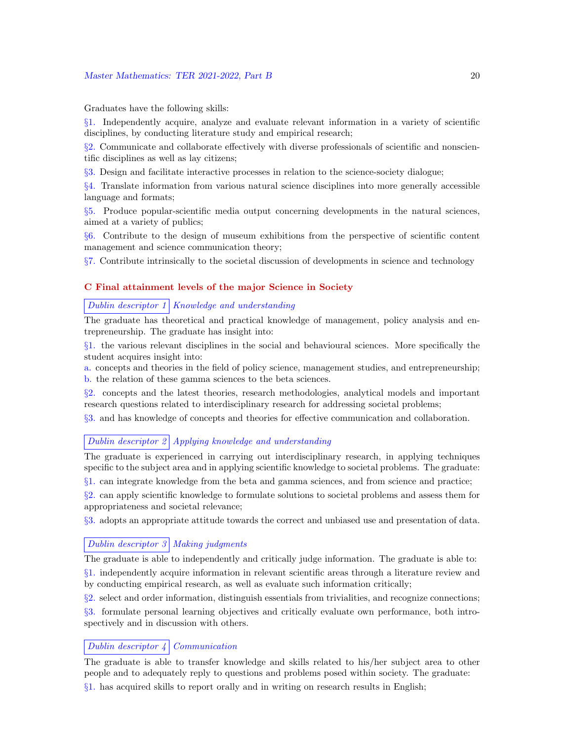Graduates have the following skills:

§1. Independently acquire, analyze and evaluate relevant information in a variety of scientific disciplines, by conducting literature study and empirical research;

§2. Communicate and collaborate effectively with diverse professionals of scientific and nonscientific disciplines as well as lay citizens;

§3. Design and facilitate interactive processes in relation to the science-society dialogue;

§4. Translate information from various natural science disciplines into more generally accessible language and formats;

§5. Produce popular-scientific media output concerning developments in the natural sciences, aimed at a variety of publics;

§6. Contribute to the design of museum exhibitions from the perspective of scientific content management and science communication theory;

§7. Contribute intrinsically to the societal discussion of developments in science and technology

## C Final attainment levels of the major Science in Society

*Dublin descriptor 1* *Knowledge and understanding*

The graduate has theoretical and practical knowledge of management, policy analysis and entrepreneurship. The graduate has insight into:

§1. the various relevant disciplines in the social and behavioural sciences. More specifically the student acquires insight into:

a. concepts and theories in the field of policy science, management studies, and entrepreneurship;
b. the relation of these gamma sciences to the beta sciences.

§2. concepts and the latest theories, research methodologies, analytical models and important research questions related to interdisciplinary research for addressing societal problems;

§3. and has knowledge of concepts and theories for effective communication and collaboration.

*Dublin descriptor 2* *Applying knowledge and understanding*

The graduate is experienced in carrying out interdisciplinary research, in applying techniques specific to the subject area and in applying scientific knowledge to societal problems. The graduate:

§1. can integrate knowledge from the beta and gamma sciences, and from science and practice;

§2. can apply scientific knowledge to formulate solutions to societal problems and assess them for appropriateness and societal relevance;

§3. adopts an appropriate attitude towards the correct and unbiased use and presentation of data.

*Dublin descriptor 3* *Making judgments*

The graduate is able to independently and critically judge information. The graduate is able to:

§1. independently acquire information in relevant scientific areas through a literature review and by conducting empirical research, as well as evaluate such information critically;

§2. select and order information, distinguish essentials from trivialities, and recognize connections;

§3. formulate personal learning objectives and critically evaluate own performance, both introspectively and in discussion with others.

*Dublin descriptor 4* *Communication*

The graduate is able to transfer knowledge and skills related to his/her subject area to other people and to adequately reply to questions and problems posed within society. The graduate:

§1. has acquired skills to report orally and in writing on research results in English;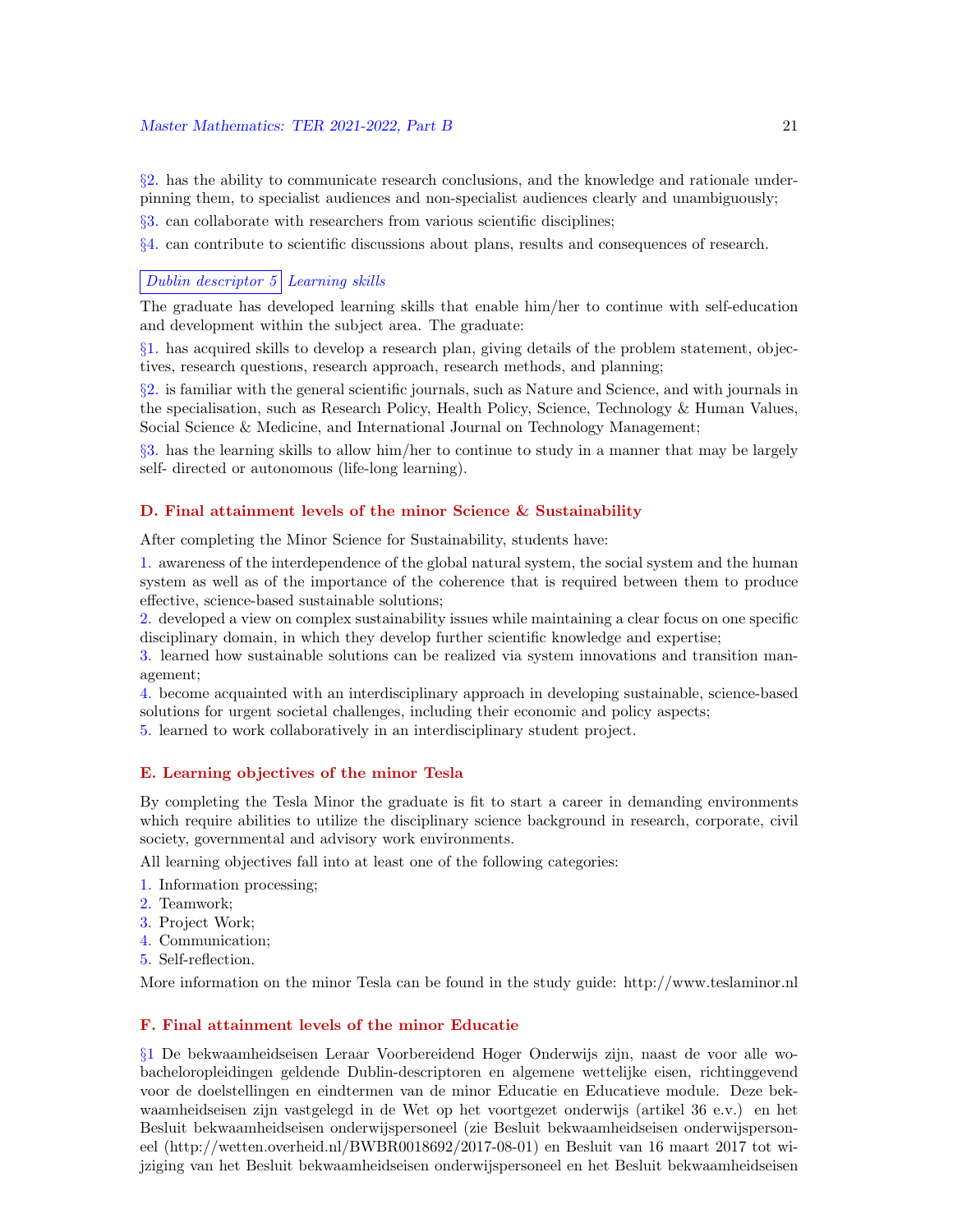§2. has the ability to communicate research conclusions, and the knowledge and rationale underpinning them, to specialist audiences and non-specialist audiences clearly and unambiguously;

§3. can collaborate with researchers from various scientific disciplines;

§4. can contribute to scientific discussions about plans, results and consequences of research.

*Dublin descriptor 5* *Learning skills*

The graduate has developed learning skills that enable him/her to continue with self-education and development within the subject area. The graduate:

§1. has acquired skills to develop a research plan, giving details of the problem statement, objectives, research questions, research approach, research methods, and planning;

§2. is familiar with the general scientific journals, such as Nature and Science, and with journals in the specialisation, such as Research Policy, Health Policy, Science, Technology & Human Values, Social Science & Medicine, and International Journal on Technology Management;

§3. has the learning skills to allow him/her to continue to study in a manner that may be largely self- directed or autonomous (life-long learning).

### D. Final attainment levels of the minor Science & Sustainability

After completing the Minor Science for Sustainability, students have:

1. awareness of the interdependence of the global natural system, the social system and the human system as well as of the importance of the coherence that is required between them to produce effective, science-based sustainable solutions;
2. developed a view on complex sustainability issues while maintaining a clear focus on one specific disciplinary domain, in which they develop further scientific knowledge and expertise;
3. learned how sustainable solutions can be realized via system innovations and transition management;
4. become acquainted with an interdisciplinary approach in developing sustainable, science-based solutions for urgent societal challenges, including their economic and policy aspects;
5. learned to work collaboratively in an interdisciplinary student project.

### E. Learning objectives of the minor Tesla

By completing the Tesla Minor the graduate is fit to start a career in demanding environments which require abilities to utilize the disciplinary science background in research, corporate, civil society, governmental and advisory work environments.

All learning objectives fall into at least one of the following categories:

1. Information processing;
2. Teamwork;
3. Project Work;
4. Communication;
5. Self-reflection.

More information on the minor Tesla can be found in the study guide: http://www.teslaminor.nl

### F. Final attainment levels of the minor Educatie

§1 De bekwaamheidseisen Leraar Voorbereidend Hoger Onderwijs zijn, naast de voor alle wo-bacheloropleidingen geldende Dublin-descriptoren en algemene wettelijke eisen, richtinggevend voor de doelstellingen en eindtermen van de minor Educatie en Educatieve module. Deze bekwaamheidseisen zijn vastgelegd in de Wet op het voortgezet onderwijs (artikel 36 e.v.) en het Besluit bekwaamheidseisen onderwijspersoneel (zie Besluit bekwaamheidseisen onderwijspersoneel (http://wetten.overheid.nl/BWBR0018692/2017-08-01) en Besluit van 16 maart 2017 tot wijziging van het Besluit bekwaamheidseisen onderwijspersoneel en het Besluit bekwaamheidseisen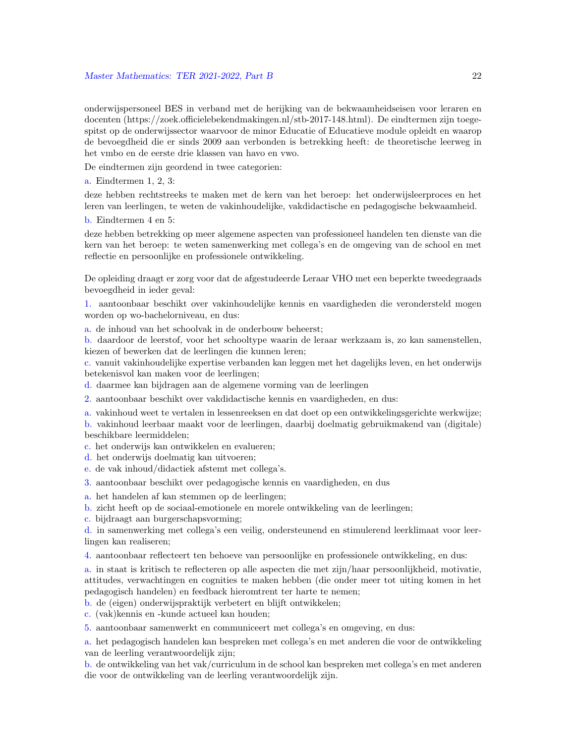onderwijspersoneel BES in verband met de herijking van de bekwaamheidseisen voor leraren en docenten (https://zoek.officielebekendmakingen.nl/stb-2017-148.html). De eindtermen zijn toegespitst op de onderwijssector waarvoor de minor Educatie of Educatieve module opleidt en waarop de bevoegdheid die er sinds 2009 aan verbonden is betrekking heeft: de theoretische leerweg in het vmbo en de eerste drie klassen van havo en vwo.

De eindtermen zijn geordend in twee categorien:

a. Eindtermen 1, 2, 3:

deze hebben rechtstreeks te maken met de kern van het beroep: het onderwijsleerproces en het leren van leerlingen, te weten de vakinhoudelijke, vakdidactische en pedagogische bekwaamheid.

b. Eindtermen 4 en 5:

deze hebben betrekking op meer algemene aspecten van professioneel handelen ten dienste van die kern van het beroep: te weten samenwerking met collega's en de omgeving van de school en met reflectie en persoonlijke en professionele ontwikkeling.

De opleiding draagt er zorg voor dat de afgestudeerde Leraar VHO met een beperkte tweedegraads bevoegdheid in ieder geval:

1. aantoonbaar beschikt over vakinhoudelijke kennis en vaardigheden die verondersteld mogen worden op wo-bachelorniveau, en dus:

a. de inhoud van het schoolvak in de onderbouw beheerst;
b. daardoor de leerstof, voor het schooltype waarin de leraar werkzaam is, zo kan samenstellen, kiezen of bewerken dat de leerlingen die kunnen leren;
c. vanuit vakinhoudelijke expertise verbanden kan leggen met het dagelijks leven, en het onderwijs betekenisvol kan maken voor de leerlingen;
d. daarmee kan bijdragen aan de algemene vorming van de leerlingen

2. aantoonbaar beschikt over vakdidactische kennis en vaardigheden, en dus:

a. vakinhoud weet te vertalen in lessenreeksen en dat doet op een ontwikkelingsgerichte werkwijze;
b. vakinhoud leerbaar maakt voor de leerlingen, daarbij doelmatig gebruikmakend van (digitale) beschikbare leermiddelen;
c. het onderwijs kan ontwikkelen en evalueren;
d. het onderwijs doelmatig kan uitvoeren;
e. de vak inhoud/didactiek afstemt met collega's.

3. aantoonbaar beschikt over pedagogische kennis en vaardigheden, en dus

a. het handelen af kan stemmen op de leerlingen;
b. zicht heeft op de sociaal-emotionele en morele ontwikkeling van de leerlingen;
c. bijdraagt aan burgerschapsvorming;
d. in samenwerking met collega's een veilig, ondersteunend en stimulerend leerklimaat voor leerlingen kan realiseren;

4. aantoonbaar reflecteert ten behoeve van persoonlijke en professionele ontwikkeling, en dus:

a. in staat is kritisch te reflecteren op alle aspecten die met zijn/haar persoonlijkheid, motivatie, attitudes, verwachtingen en cognities te maken hebben (die onder meer tot uiting komen in het pedagogisch handelen) en feedback hieromtrent ter harte te nemen;
b. de (eigen) onderwijspraktijk verbetert en blijft ontwikkelen;
c. (vak)kennis en -kunde actueel kan houden;

5. aantoonbaar samenwerkt en communiceert met collega's en omgeving, en dus:

a. het pedagogisch handelen kan bespreken met collega's en met anderen die voor de ontwikkeling van de leerling verantwoordelijk zijn;
b. de ontwikkeling van het vak/curriculum in de school kan bespreken met collega's en met anderen die voor de ontwikkeling van de leerling verantwoordelijk zijn.